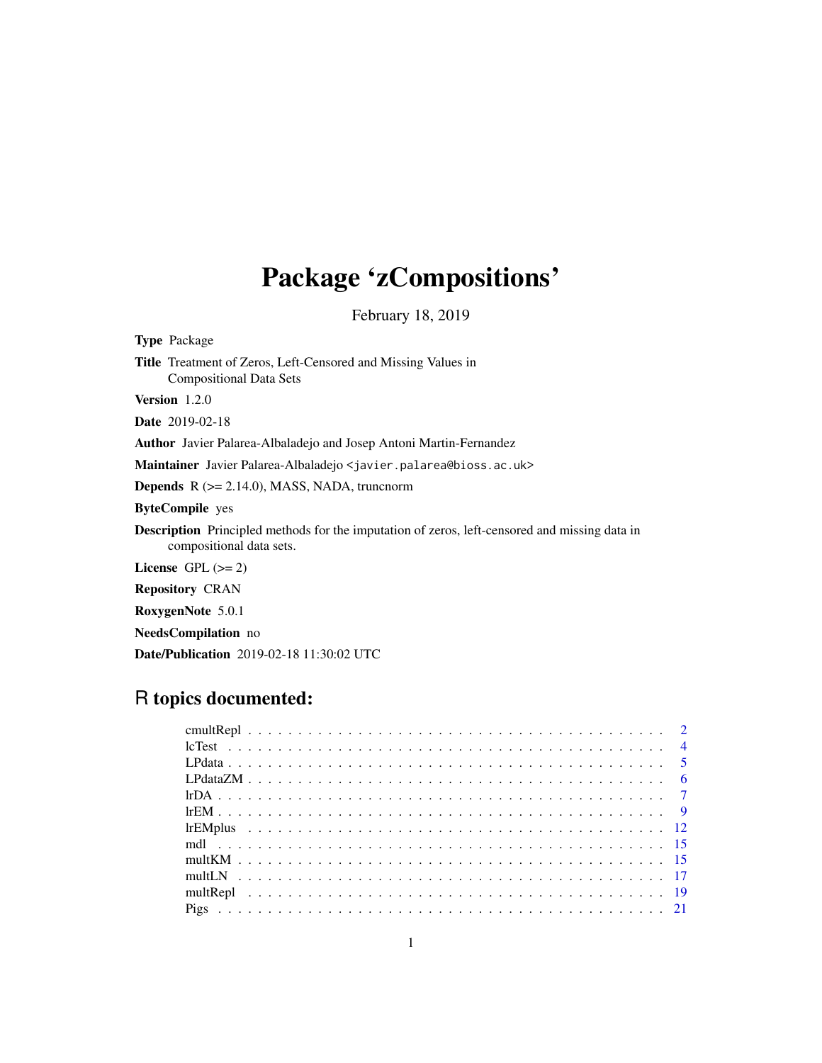# Package 'zCompositions'

February 18, 2019

**Type** Package

**Title** Treatment of Zeros, Left-Censored and Missing Values in Compositional Data Sets

**Version** 1.2.0

**Date** 2019-02-18

**Author** Javier Palarea-Albaladejo and Josep Antoni Martin-Fernandez

**Maintainer** Javier Palarea-Albaladejo <javier.palarea@bioss.ac.uk>

**Depends** R (>= 2.14.0), MASS, NADA, truncnorm

**ByteCompile** yes

**Description** Principled methods for the imputation of zeros, left-censored and missing data in compositional data sets.

**License** GPL (>= 2)

**Repository** CRAN

**RoxygenNote** 5.0.1

**NeedsCompilation** no

**Date/Publication** 2019-02-18 11:30:02 UTC

## R topics documented:

| | |
|---|---|
| cmultRepl | 2 |
| lcTest | 4 |
| LPdata | 5 |
| LPdataZM | 6 |
| lrDA | 7 |
| lrEM | 9 |
| lrEMplus | 12 |
| mdl | 15 |
| multKM | 15 |
| multLN | 17 |
| multRepl | 19 |
| Pigs | 21 |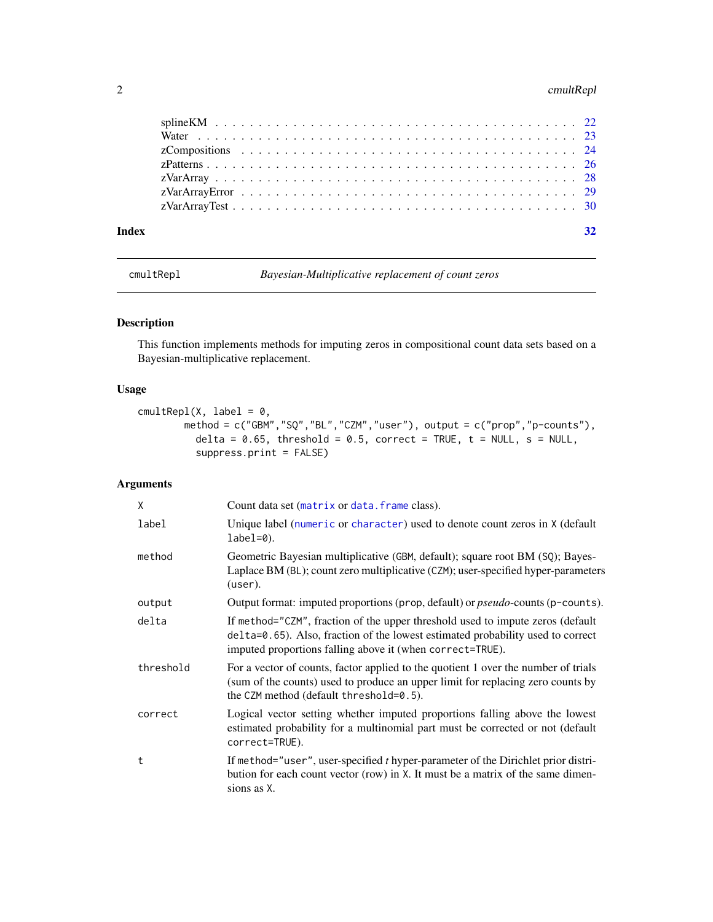| | |
|---|---|
| splineKM | 22 |
| Water | 23 |
| zCompositions | 24 |
| zPatterns | 26 |
| zVarArray | 28 |
| zVarArrayError | 29 |
| zVarArrayTest | 30 |

**Index** **32**

---

`cmultRepl` *Bayesian-Multiplicative replacement of count zeros*

---

## Description

This function implements methods for imputing zeros in compositional count data sets based on a Bayesian-multiplicative replacement.

## Usage

```
cmultRepl(X, label = 0,
        method = c("GBM","SQ","BL","CZM","user"), output = c("prop","p-counts"),
          delta = 0.65, threshold = 0.5, correct = TRUE, t = NULL, s = NULL,
          suppress.print = FALSE)
```

## Arguments

| | |
|---|---|
| `X` | Count data set (`matrix` or `data.frame` class). |
| `label` | Unique label (`numeric` or `character`) used to denote count zeros in `X` (default `label=0`). |
| `method` | Geometric Bayesian multiplicative (`GBM`, default); square root BM (`SQ`); Bayes-Laplace BM (`BL`); count zero multiplicative (`CZM`); user-specified hyper-parameters (`user`). |
| `output` | Output format: imputed proportions (`prop`, default) or *pseudo*-counts (`p-counts`). |
| `delta` | If `method="CZM"`, fraction of the upper threshold used to impute zeros (default `delta=0.65`). Also, fraction of the lowest estimated probability used to correct imputed proportions falling above it (when `correct=TRUE`). |
| `threshold` | For a vector of counts, factor applied to the quotient 1 over the number of trials (sum of the counts) used to produce an upper limit for replacing zero counts by the `CZM` method (default `threshold=0.5`). |
| `correct` | Logical vector setting whether imputed proportions falling above the lowest estimated probability for a multinomial part must be corrected or not (default `correct=TRUE`). |
| `t` | If `method="user"`, user-specified *t* hyper-parameter of the Dirichlet prior distribution for each count vector (row) in `X`. It must be a matrix of the same dimensions as `X`. |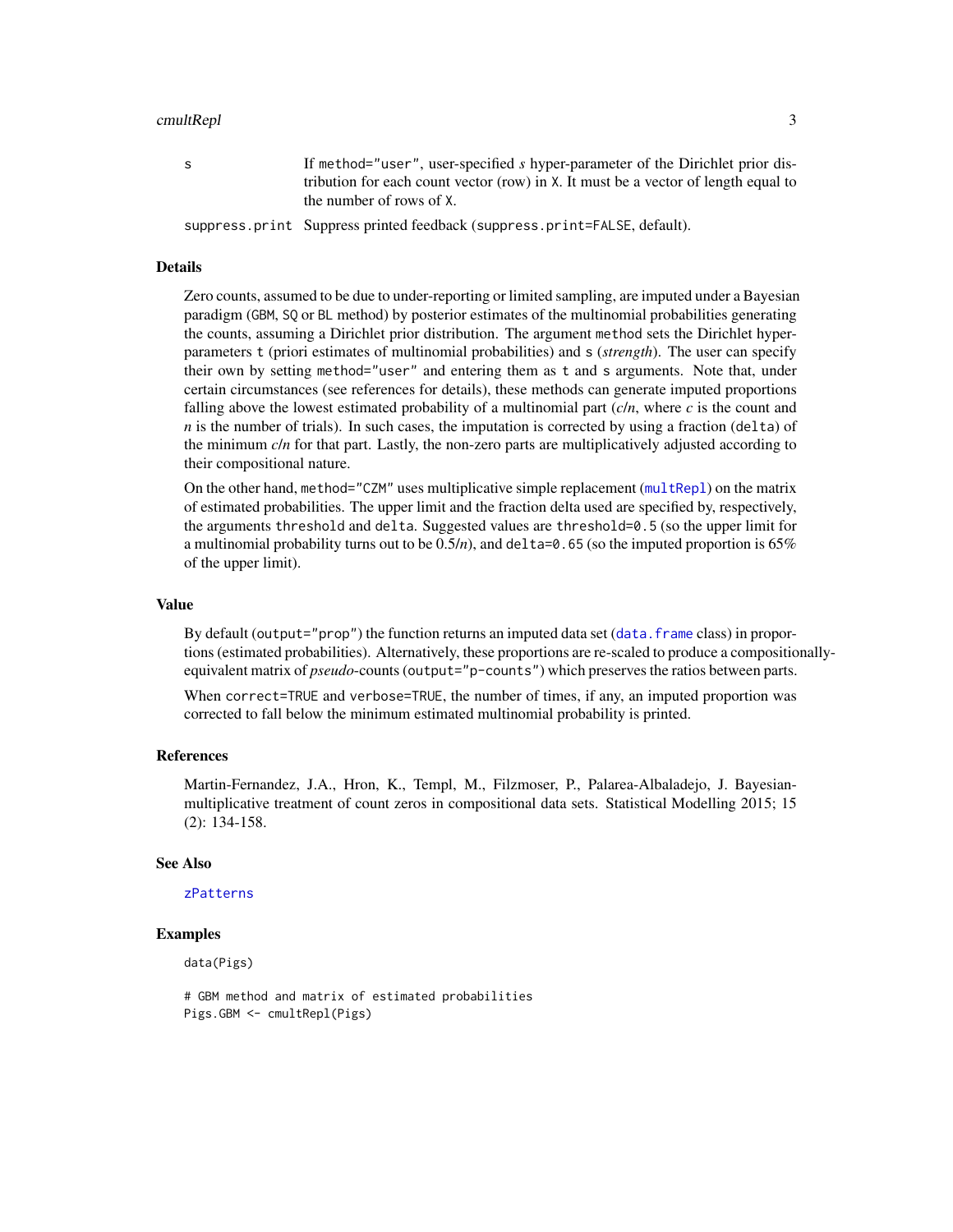| | |
|---|---|
| s | If method="user", user-specified *s* hyper-parameter of the Dirichlet prior distribution for each count vector (row) in X. It must be a vector of length equal to the number of rows of X. |
| suppress.print | Suppress printed feedback (suppress.print=FALSE, default). |

## Details

Zero counts, assumed to be due to under-reporting or limited sampling, are imputed under a Bayesian paradigm (GBM, SQ or BL method) by posterior estimates of the multinomial probabilities generating the counts, assuming a Dirichlet prior distribution. The argument method sets the Dirichlet hyper-parameters t (priori estimates of multinomial probabilities) and s (*strength*). The user can specify their own by setting method="user" and entering them as t and s arguments. Note that, under certain circumstances (see references for details), these methods can generate imputed proportions falling above the lowest estimated probability of a multinomial part ($c/n$, where $c$ is the count and $n$ is the number of trials). In such cases, the imputation is corrected by using a fraction (delta) of the minimum $c/n$ for that part. Lastly, the non-zero parts are multiplicatively adjusted according to their compositional nature.

On the other hand, method="CZM" uses multiplicative simple replacement (multRepl) on the matrix of estimated probabilities. The upper limit and the fraction delta used are specified by, respectively, the arguments threshold and delta. Suggested values are threshold=0.5 (so the upper limit for a multinomial probability turns out to be $0.5/n$), and delta=0.65 (so the imputed proportion is 65% of the upper limit).

## Value

By default (output="prop") the function returns an imputed data set (data.frame class) in proportions (estimated probabilities). Alternatively, these proportions are re-scaled to produce a compositionally-equivalent matrix of *pseudo*-counts (output="p-counts") which preserves the ratios between parts.

When correct=TRUE and verbose=TRUE, the number of times, if any, an imputed proportion was corrected to fall below the minimum estimated multinomial probability is printed.

## References

Martin-Fernandez, J.A., Hron, K., Templ, M., Filzmoser, P., Palarea-Albaladejo, J. Bayesian-multiplicative treatment of count zeros in compositional data sets. Statistical Modelling 2015; 15 (2): 134-158.

## See Also

zPatterns

## Examples

```
data(Pigs)

# GBM method and matrix of estimated probabilities
Pigs.GBM <- cmultRepl(Pigs)
```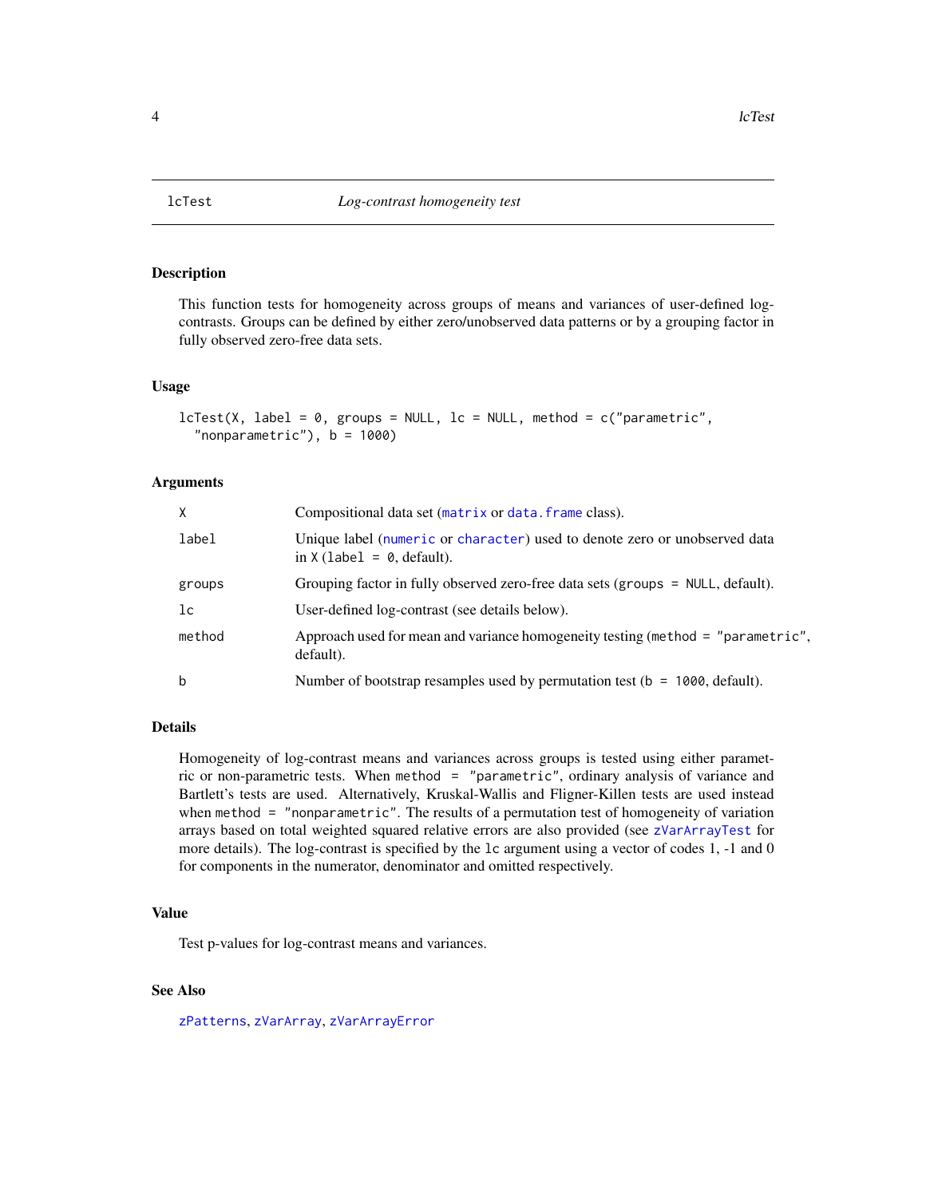lcTest *Log-contrast homogeneity test*

## Description

This function tests for homogeneity across groups of means and variances of user-defined log-contrasts. Groups can be defined by either zero/unobserved data patterns or by a grouping factor in fully observed zero-free data sets.

## Usage

```
lcTest(X, label = 0, groups = NULL, lc = NULL, method = c("parametric",
  "nonparametric"), b = 1000)
```

## Arguments

| | |
|---|---|
| X | Compositional data set (matrix or data.frame class). |
| label | Unique label (numeric or character) used to denote zero or unobserved data in X (label = 0, default). |
| groups | Grouping factor in fully observed zero-free data sets (groups = NULL, default). |
| lc | User-defined log-contrast (see details below). |
| method | Approach used for mean and variance homogeneity testing (method = "parametric", default). |
| b | Number of bootstrap resamples used by permutation test (b = 1000, default). |

## Details

Homogeneity of log-contrast means and variances across groups is tested using either parametric or non-parametric tests. When method = "parametric", ordinary analysis of variance and Bartlett's tests are used. Alternatively, Kruskal-Wallis and Fligner-Killen tests are used instead when method = "nonparametric". The results of a permutation test of homogeneity of variation arrays based on total weighted squared relative errors are also provided (see zVarArrayTest for more details). The log-contrast is specified by the lc argument using a vector of codes 1, -1 and 0 for components in the numerator, denominator and omitted respectively.

## Value

Test p-values for log-contrast means and variances.

## See Also

zPatterns, zVarArray, zVarArrayError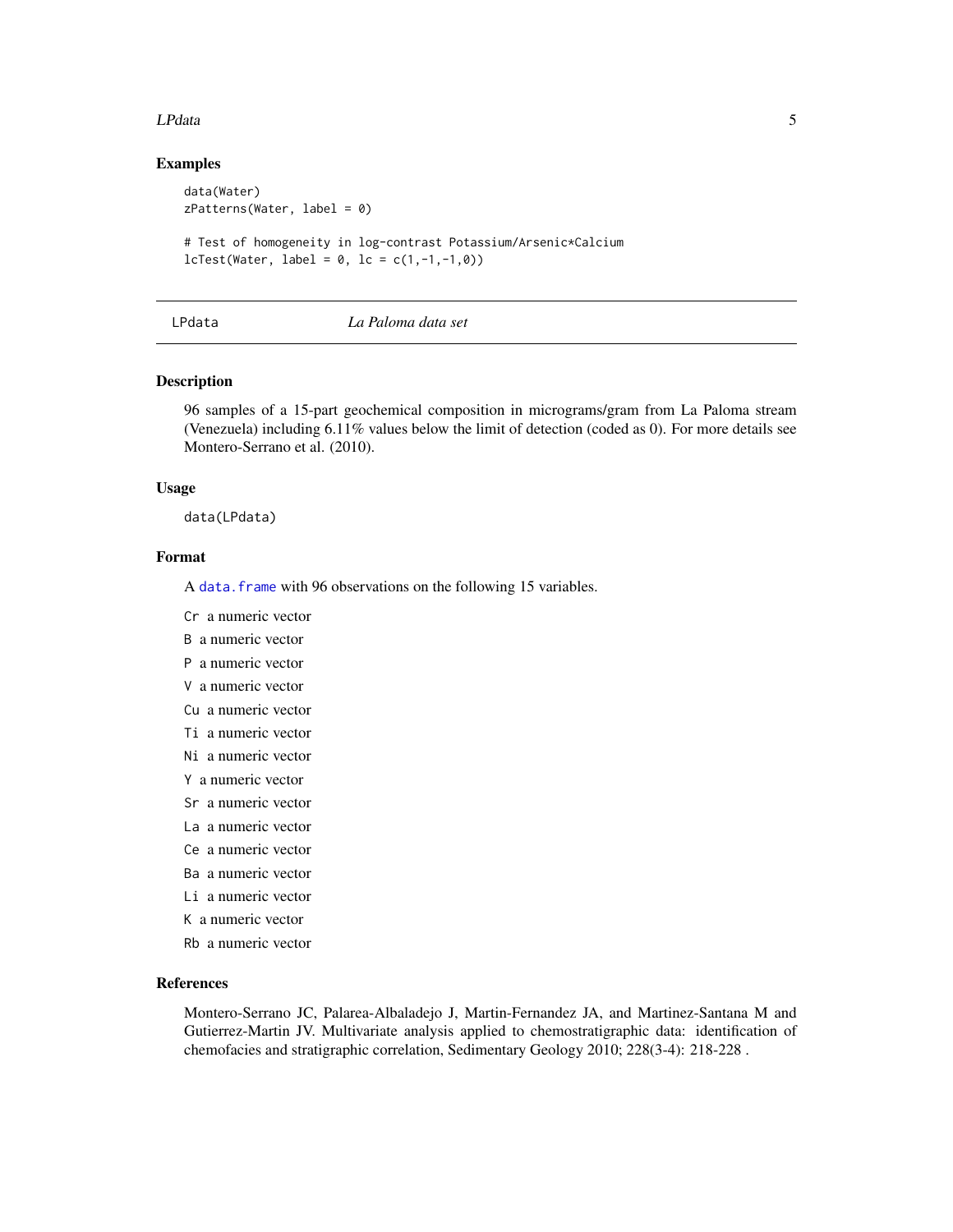## Examples

```
data(Water)
zPatterns(Water, label = 0)

# Test of homogeneity in log-contrast Potassium/Arsenic*Calcium
lcTest(Water, label = 0, lc = c(1,-1,-1,0))
```

---

## LPdata — *La Paloma data set*

### Description

96 samples of a 15-part geochemical composition in micrograms/gram from La Paloma stream (Venezuela) including 6.11% values below the limit of detection (coded as 0). For more details see Montero-Serrano et al. (2010).

### Usage

```
data(LPdata)
```

### Format

A `data.frame` with 96 observations on the following 15 variables.

- `Cr` a numeric vector
- `B` a numeric vector
- `P` a numeric vector
- `V` a numeric vector
- `Cu` a numeric vector
- `Ti` a numeric vector
- `Ni` a numeric vector
- `Y` a numeric vector
- `Sr` a numeric vector
- `La` a numeric vector
- `Ce` a numeric vector
- `Ba` a numeric vector
- `Li` a numeric vector
- `K` a numeric vector
- `Rb` a numeric vector

### References

Montero-Serrano JC, Palarea-Albaladejo J, Martin-Fernandez JA, and Martinez-Santana M and Gutierrez-Martin JV. Multivariate analysis applied to chemostratigraphic data: identification of chemofacies and stratigraphic correlation, Sedimentary Geology 2010; 228(3-4): 218-228 .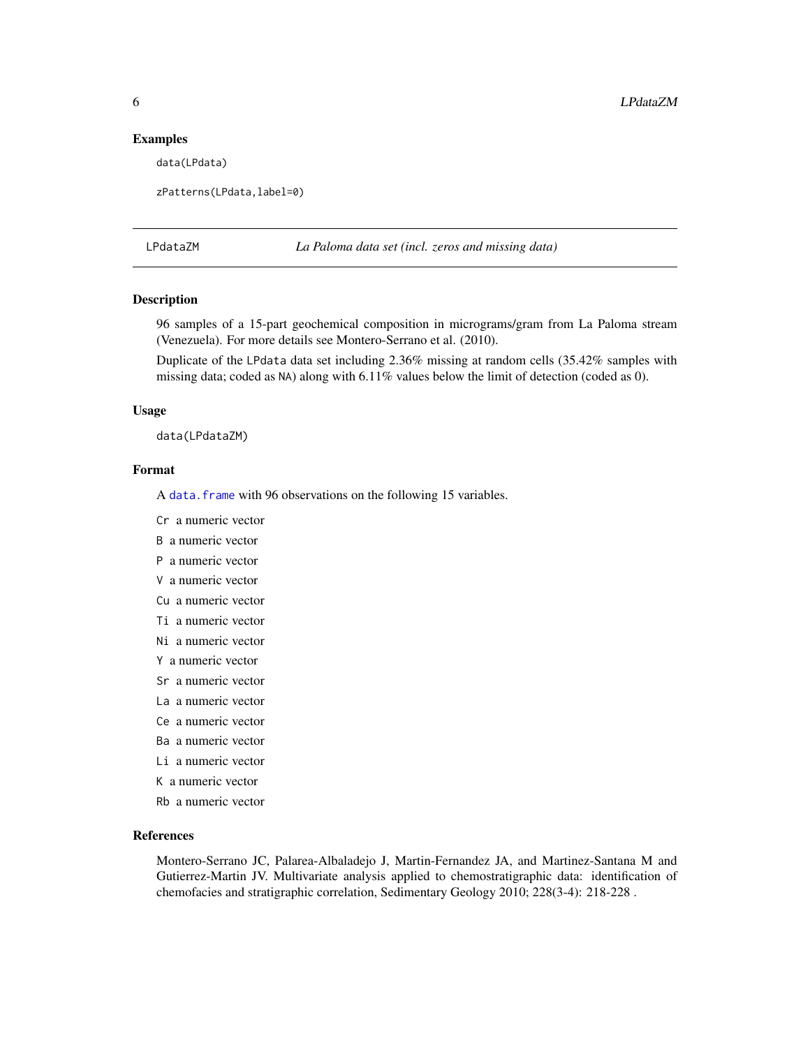## Examples

```
data(LPdata)

zPatterns(LPdata,label=0)
```

---

LPdataZM &nbsp;&nbsp;&nbsp;&nbsp; *La Paloma data set (incl. zeros and missing data)*

---

### Description

96 samples of a 15-part geochemical composition in micrograms/gram from La Paloma stream (Venezuela). For more details see Montero-Serrano et al. (2010).

Duplicate of the `LPdata` data set including 2.36% missing at random cells (35.42% samples with missing data; coded as `NA`) along with 6.11% values below the limit of detection (coded as 0).

### Usage

```
data(LPdataZM)
```

### Format

A `data.frame` with 96 observations on the following 15 variables.

- `Cr` a numeric vector
- `B` a numeric vector
- `P` a numeric vector
- `V` a numeric vector
- `Cu` a numeric vector
- `Ti` a numeric vector
- `Ni` a numeric vector
- `Y` a numeric vector
- `Sr` a numeric vector
- `La` a numeric vector
- `Ce` a numeric vector
- `Ba` a numeric vector
- `Li` a numeric vector
- `K` a numeric vector
- `Rb` a numeric vector

### References

Montero-Serrano JC, Palarea-Albaladejo J, Martin-Fernandez JA, and Martinez-Santana M and Gutierrez-Martin JV. Multivariate analysis applied to chemostratigraphic data: identification of chemofacies and stratigraphic correlation, Sedimentary Geology 2010; 228(3-4): 218-228 .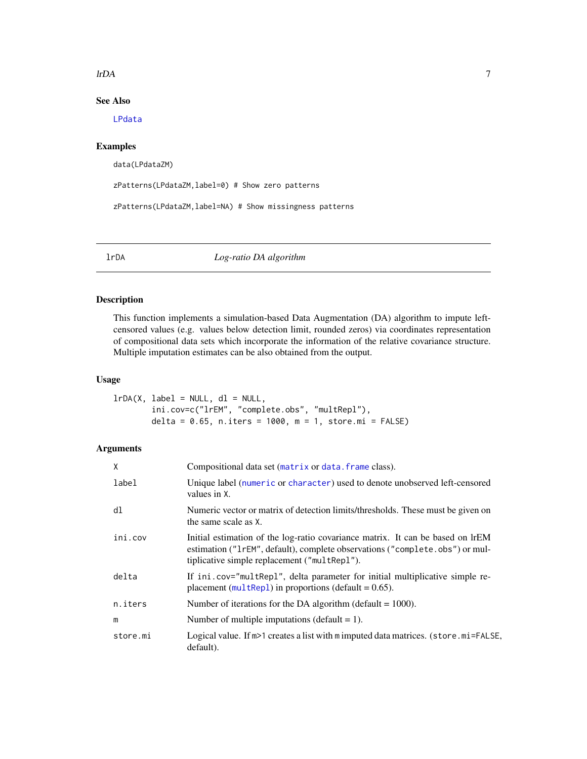## See Also

LPdata

## Examples

```
data(LPdataZM)

zPatterns(LPdataZM,label=0) # Show zero patterns

zPatterns(LPdataZM,label=NA) # Show missingness patterns
```

---

# lrDA *Log-ratio DA algorithm*

---

## Description

This function implements a simulation-based Data Augmentation (DA) algorithm to impute left-censored values (e.g. values below detection limit, rounded zeros) via coordinates representation of compositional data sets which incorporate the information of the relative covariance structure. Multiple imputation estimates can be also obtained from the output.

## Usage

```
lrDA(X, label = NULL, dl = NULL,
        ini.cov=c("lrEM", "complete.obs", "multRepl"),
        delta = 0.65, n.iters = 1000, m = 1, store.mi = FALSE)
```

## Arguments

| | |
|---|---|
| X | Compositional data set (matrix or data.frame class). |
| label | Unique label (numeric or character) used to denote unobserved left-censored values in X. |
| dl | Numeric vector or matrix of detection limits/thresholds. These must be given on the same scale as X. |
| ini.cov | Initial estimation of the log-ratio covariance matrix. It can be based on lrEM estimation ("lrEM", default), complete observations ("complete.obs") or multiplicative simple replacement ("multRepl"). |
| delta | If ini.cov="multRepl", delta parameter for initial multiplicative simple replacement (multRepl) in proportions (default = 0.65). |
| n.iters | Number of iterations for the DA algorithm (default = 1000). |
| m | Number of multiple imputations (default = 1). |
| store.mi | Logical value. If m>1 creates a list with m imputed data matrices. (store.mi=FALSE, default). |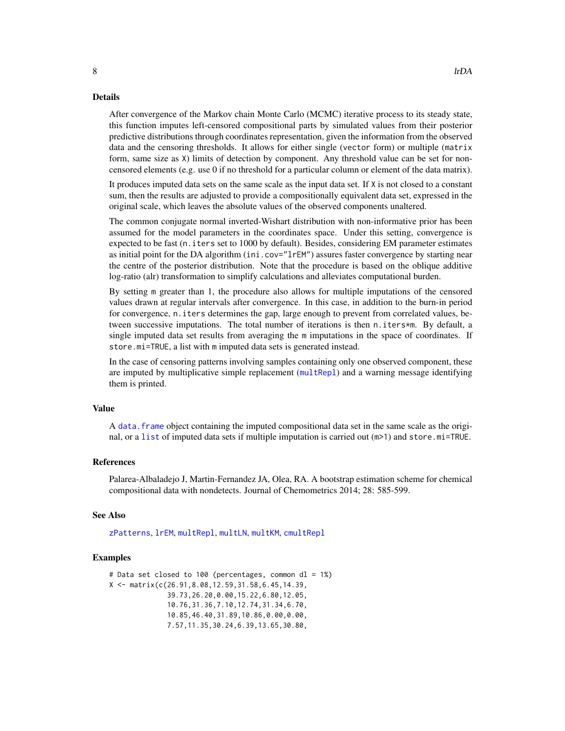## Details

After convergence of the Markov chain Monte Carlo (MCMC) iterative process to its steady state, this function imputes left-censored compositional parts by simulated values from their posterior predictive distributions through coordinates representation, given the information from the observed data and the censoring thresholds. It allows for either single (`vector` form) or multiple (`matrix` form, same size as `X`) limits of detection by component. Any threshold value can be set for non-censored elements (e.g. use 0 if no threshold for a particular column or element of the data matrix).

It produces imputed data sets on the same scale as the input data set. If `X` is not closed to a constant sum, then the results are adjusted to provide a compositionally equivalent data set, expressed in the original scale, which leaves the absolute values of the observed components unaltered.

The common conjugate normal inverted-Wishart distribution with non-informative prior has been assumed for the model parameters in the coordinates space. Under this setting, convergence is expected to be fast (`n.iters` set to 1000 by default). Besides, considering EM parameter estimates as initial point for the DA algorithm (`ini.cov="lrEM"`) assures faster convergence by starting near the centre of the posterior distribution. Note that the procedure is based on the oblique additive log-ratio (alr) transformation to simplify calculations and alleviates computational burden.

By setting `m` greater than 1, the procedure also allows for multiple imputations of the censored values drawn at regular intervals after convergence. In this case, in addition to the burn-in period for convergence, `n.iters` determines the gap, large enough to prevent from correlated values, between successive imputations. The total number of iterations is then `n.iters*m`. By default, a single imputed data set results from averaging the `m` imputations in the space of coordinates. If `store.mi=TRUE`, a list with `m` imputed data sets is generated instead.

In the case of censoring patterns involving samples containing only one observed component, these are imputed by multiplicative simple replacement (`multRepl`) and a warning message identifying them is printed.

## Value

A `data.frame` object containing the imputed compositional data set in the same scale as the original, or a `list` of imputed data sets if multiple imputation is carried out (`m>1`) and `store.mi=TRUE`.

## References

Palarea-Albaladejo J, Martin-Fernandez JA, Olea, RA. A bootstrap estimation scheme for chemical compositional data with nondetects. Journal of Chemometrics 2014; 28: 585-599.

## See Also

`zPatterns`, `lrEM`, `multRepl`, `multLN`, `multKM`, `cmultRepl`

## Examples

```
# Data set closed to 100 (percentages, common dl = 1%)
X <- matrix(c(26.91,8.08,12.59,31.58,6.45,14.39,
              39.73,26.20,0.00,15.22,6.80,12.05,
              10.76,31.36,7.10,12.74,31.34,6.70,
              10.85,46.40,31.89,10.86,0.00,0.00,
              7.57,11.35,30.24,6.39,13.65,30.80,
```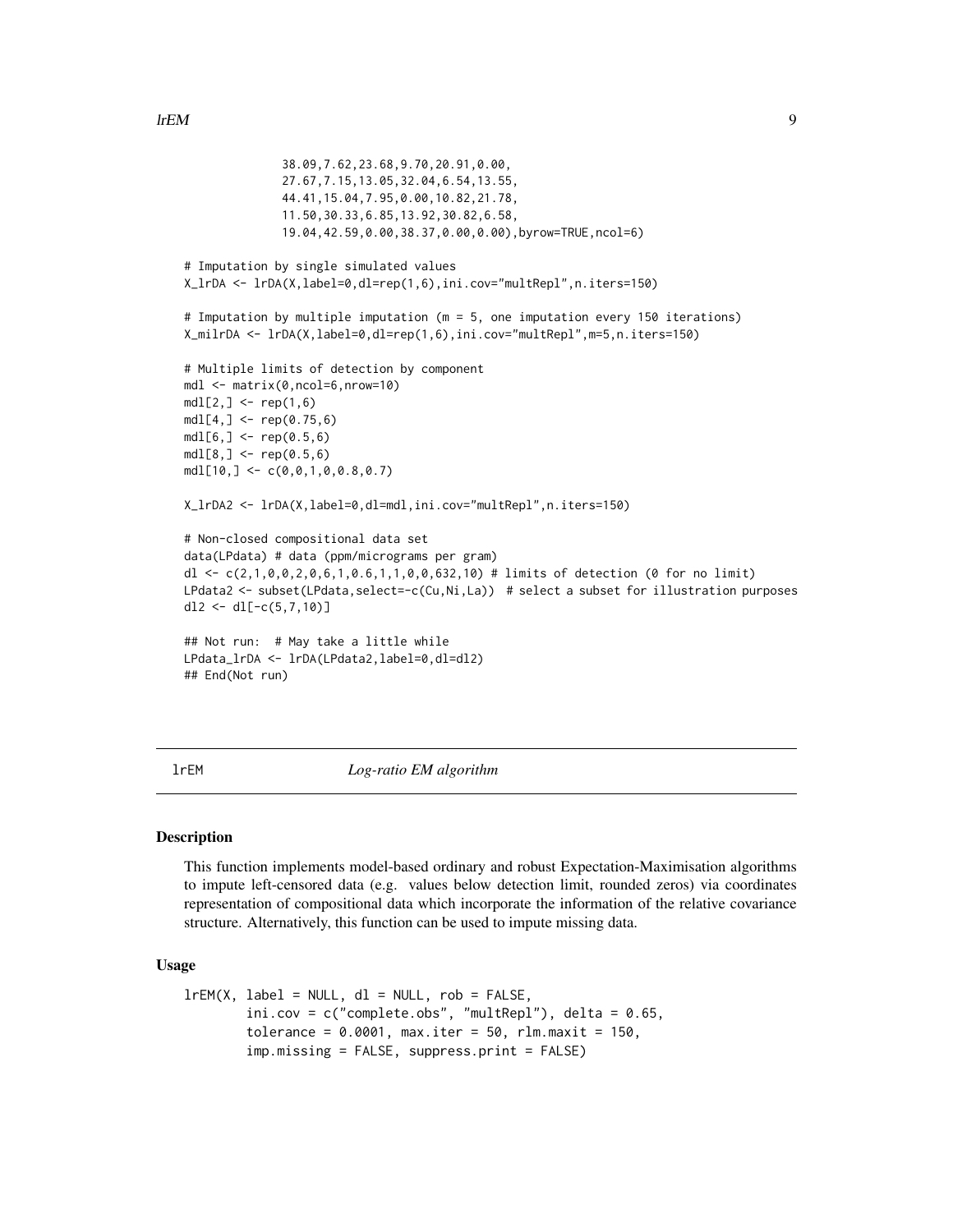```
                38.09,7.62,23.68,9.70,20.91,0.00,
                27.67,7.15,13.05,32.04,6.54,13.55,
                44.41,15.04,7.95,0.00,10.82,21.78,
                11.50,30.33,6.85,13.92,30.82,6.58,
                19.04,42.59,0.00,38.37,0.00,0.00),byrow=TRUE,ncol=6)

# Imputation by single simulated values
X_lrDA <- lrDA(X,label=0,dl=rep(1,6),ini.cov="multRepl",n.iters=150)

# Imputation by multiple imputation (m = 5, one imputation every 150 iterations)
X_milrDA <- lrDA(X,label=0,dl=rep(1,6),ini.cov="multRepl",m=5,n.iters=150)

# Multiple limits of detection by component
mdl <- matrix(0,ncol=6,nrow=10)
mdl[2,] <- rep(1,6)
mdl[4,] <- rep(0.75,6)
mdl[6,] <- rep(0.5,6)
mdl[8,] <- rep(0.5,6)
mdl[10,] <- c(0,0,1,0,0.8,0.7)

X_lrDA2 <- lrDA(X,label=0,dl=mdl,ini.cov="multRepl",n.iters=150)

# Non-closed compositional data set
data(LPdata) # data (ppm/micrograms per gram)
dl <- c(2,1,0,0,2,0,6,1,0.6,1,1,0,0,632,10) # limits of detection (0 for no limit)
LPdata2 <- subset(LPdata,select=-c(Cu,Ni,La))  # select a subset for illustration purposes
dl2 <- dl[-c(5,7,10)]

## Not run:  # May take a little while
LPdata_lrDA <- lrDA(LPdata2,label=0,dl=dl2)
## End(Not run)
```

## lrEM — *Log-ratio EM algorithm*

### Description

This function implements model-based ordinary and robust Expectation-Maximisation algorithms to impute left-censored data (e.g. values below detection limit, rounded zeros) via coordinates representation of compositional data which incorporate the information of the relative covariance structure. Alternatively, this function can be used to impute missing data.

### Usage

```
lrEM(X, label = NULL, dl = NULL, rob = FALSE,
        ini.cov = c("complete.obs", "multRepl"), delta = 0.65,
        tolerance = 0.0001, max.iter = 50, rlm.maxit = 150,
        imp.missing = FALSE, suppress.print = FALSE)
```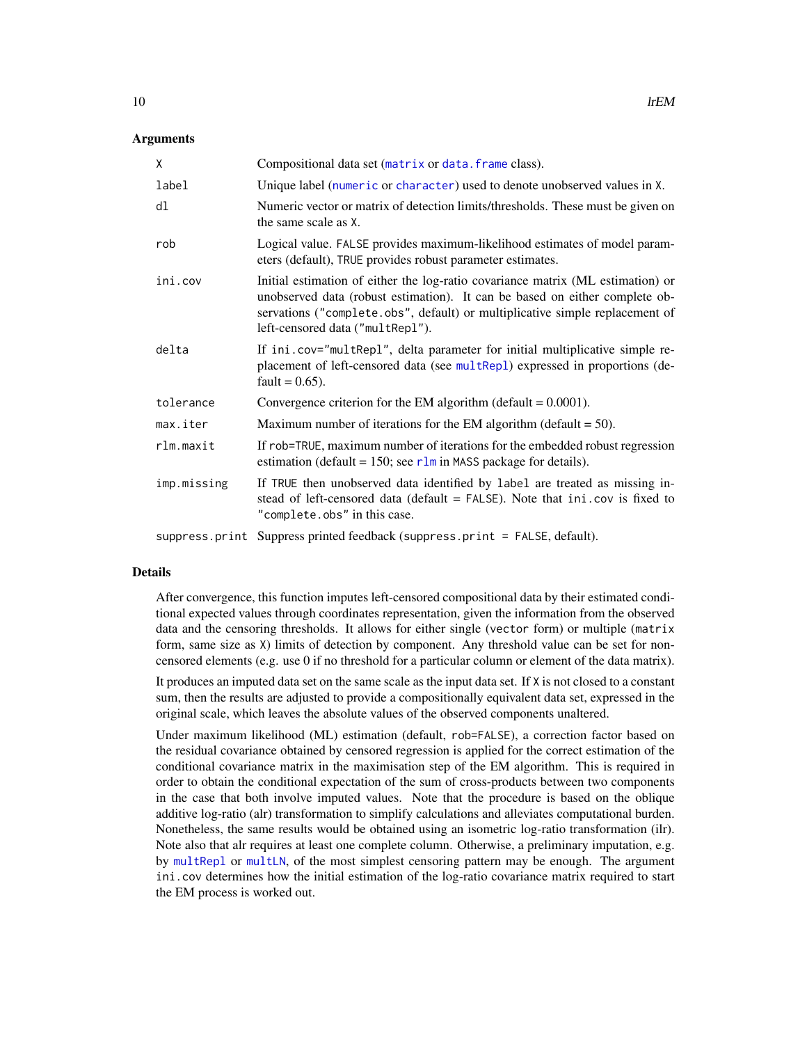## Arguments

| | |
|---|---|
| `X` | Compositional data set (`matrix` or `data.frame` class). |
| `label` | Unique label (`numeric` or `character`) used to denote unobserved values in `X`. |
| `dl` | Numeric vector or matrix of detection limits/thresholds. These must be given on the same scale as `X`. |
| `rob` | Logical value. `FALSE` provides maximum-likelihood estimates of model parameters (default), `TRUE` provides robust parameter estimates. |
| `ini.cov` | Initial estimation of either the log-ratio covariance matrix (ML estimation) or unobserved data (robust estimation). It can be based on either complete observations (`"complete.obs"`, default) or multiplicative simple replacement of left-censored data (`"multRepl"`). |
| `delta` | If `ini.cov="multRepl"`, delta parameter for initial multiplicative simple replacement of left-censored data (see `multRepl`) expressed in proportions (default = 0.65). |
| `tolerance` | Convergence criterion for the EM algorithm (default = 0.0001). |
| `max.iter` | Maximum number of iterations for the EM algorithm (default = 50). |
| `rlm.maxit` | If `rob=TRUE`, maximum number of iterations for the embedded robust regression estimation (default = 150; see `rlm` in `MASS` package for details). |
| `imp.missing` | If `TRUE` then unobserved data identified by `label` are treated as missing instead of left-censored data (default = `FALSE`). Note that `ini.cov` is fixed to `"complete.obs"` in this case. |
| `suppress.print` | Suppress printed feedback (`suppress.print = FALSE`, default). |

## Details

After convergence, this function imputes left-censored compositional data by their estimated conditional expected values through coordinates representation, given the information from the observed data and the censoring thresholds. It allows for either single (`vector` form) or multiple (`matrix` form, same size as `X`) limits of detection by component. Any threshold value can be set for non-censored elements (e.g. use 0 if no threshold for a particular column or element of the data matrix).

It produces an imputed data set on the same scale as the input data set. If `X` is not closed to a constant sum, then the results are adjusted to provide a compositionally equivalent data set, expressed in the original scale, which leaves the absolute values of the observed components unaltered.

Under maximum likelihood (ML) estimation (default, `rob=FALSE`), a correction factor based on the residual covariance obtained by censored regression is applied for the correct estimation of the conditional covariance matrix in the maximisation step of the EM algorithm. This is required in order to obtain the conditional expectation of the sum of cross-products between two components in the case that both involve imputed values. Note that the procedure is based on the oblique additive log-ratio (alr) transformation to simplify calculations and alleviates computational burden. Nonetheless, the same results would be obtained using an isometric log-ratio transformation (ilr). Note also that alr requires at least one complete column. Otherwise, a preliminary imputation, e.g. by `multRepl` or `multLN`, of the most simplest censoring pattern may be enough. The argument `ini.cov` determines how the initial estimation of the log-ratio covariance matrix required to start the EM process is worked out.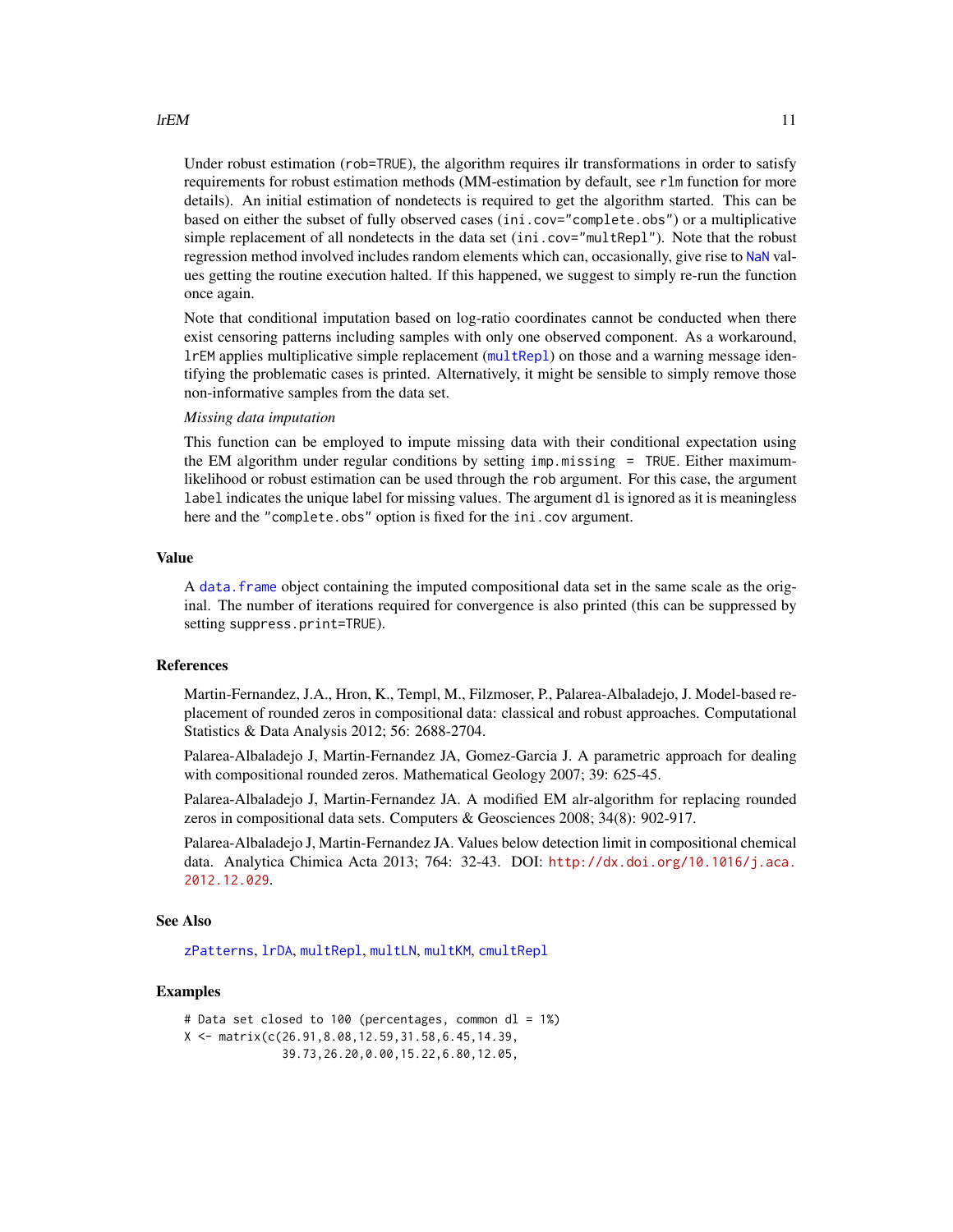Under robust estimation (`rob=TRUE`), the algorithm requires ilr transformations in order to satisfy requirements for robust estimation methods (MM-estimation by default, see `rlm` function for more details). An initial estimation of nondetects is required to get the algorithm started. This can be based on either the subset of fully observed cases (`ini.cov="complete.obs"`) or a multiplicative simple replacement of all nondetects in the data set (`ini.cov="multRepl"`). Note that the robust regression method involved includes random elements which can, occasionally, give rise to `NaN` values getting the routine execution halted. If this happened, we suggest to simply re-run the function once again.

Note that conditional imputation based on log-ratio coordinates cannot be conducted when there exist censoring patterns including samples with only one observed component. As a workaround, `lrEM` applies multiplicative simple replacement (`multRepl`) on those and a warning message identifying the problematic cases is printed. Alternatively, it might be sensible to simply remove those non-informative samples from the data set.

*Missing data imputation*

This function can be employed to impute missing data with their conditional expectation using the EM algorithm under regular conditions by setting `imp.missing = TRUE`. Either maximum-likelihood or robust estimation can be used through the `rob` argument. For this case, the argument `label` indicates the unique label for missing values. The argument `dl` is ignored as it is meaningless here and the `"complete.obs"` option is fixed for the `ini.cov` argument.

## Value

A `data.frame` object containing the imputed compositional data set in the same scale as the original. The number of iterations required for convergence is also printed (this can be suppressed by setting `suppress.print=TRUE`).

## References

Martin-Fernandez, J.A., Hron, K., Templ, M., Filzmoser, P., Palarea-Albaladejo, J. Model-based replacement of rounded zeros in compositional data: classical and robust approaches. Computational Statistics & Data Analysis 2012; 56: 2688-2704.

Palarea-Albaladejo J, Martin-Fernandez JA, Gomez-Garcia J. A parametric approach for dealing with compositional rounded zeros. Mathematical Geology 2007; 39: 625-45.

Palarea-Albaladejo J, Martin-Fernandez JA. A modified EM alr-algorithm for replacing rounded zeros in compositional data sets. Computers & Geosciences 2008; 34(8): 902-917.

Palarea-Albaladejo J, Martin-Fernandez JA. Values below detection limit in compositional chemical data. Analytica Chimica Acta 2013; 764: 32-43. DOI: http://dx.doi.org/10.1016/j.aca.2012.12.029.

## See Also

`zPatterns`, `lrDA`, `multRepl`, `multLN`, `multKM`, `cmultRepl`

## Examples

```
# Data set closed to 100 (percentages, common dl = 1%)
X <- matrix(c(26.91,8.08,12.59,31.58,6.45,14.39,
              39.73,26.20,0.00,15.22,6.80,12.05,
```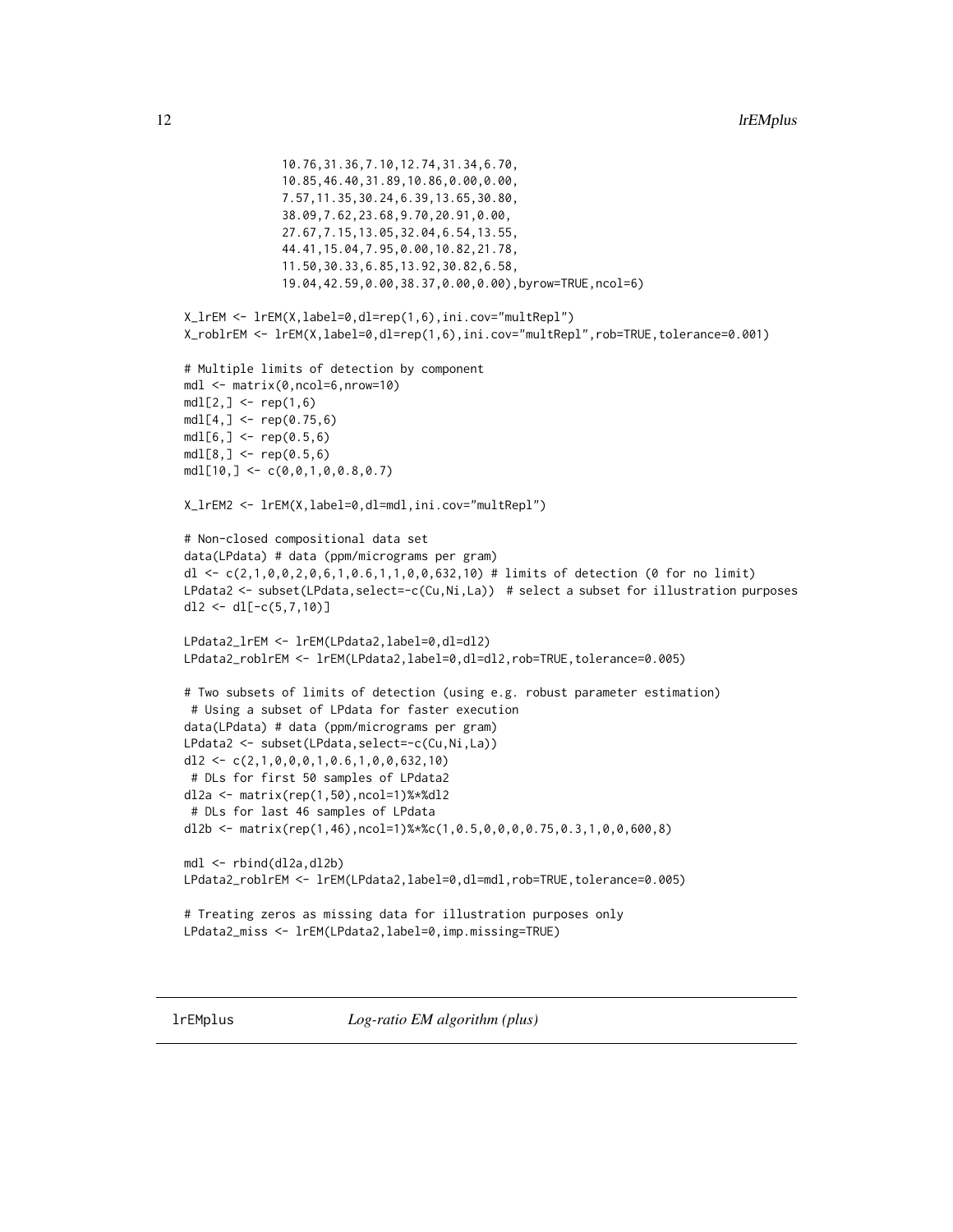```
              10.76,31.36,7.10,12.74,31.34,6.70,
              10.85,46.40,31.89,10.86,0.00,0.00,
              7.57,11.35,30.24,6.39,13.65,30.80,
              38.09,7.62,23.68,9.70,20.91,0.00,
              27.67,7.15,13.05,32.04,6.54,13.55,
              44.41,15.04,7.95,0.00,10.82,21.78,
              11.50,30.33,6.85,13.92,30.82,6.58,
              19.04,42.59,0.00,38.37,0.00,0.00),byrow=TRUE,ncol=6)

X_lrEM <- lrEM(X,label=0,dl=rep(1,6),ini.cov="multRepl")
X_roblrEM <- lrEM(X,label=0,dl=rep(1,6),ini.cov="multRepl",rob=TRUE,tolerance=0.001)

# Multiple limits of detection by component
mdl <- matrix(0,ncol=6,nrow=10)
mdl[2,] <- rep(1,6)
mdl[4,] <- rep(0.75,6)
mdl[6,] <- rep(0.5,6)
mdl[8,] <- rep(0.5,6)
mdl[10,] <- c(0,0,1,0,0.8,0.7)

X_lrEM2 <- lrEM(X,label=0,dl=mdl,ini.cov="multRepl")

# Non-closed compositional data set
data(LPdata) # data (ppm/micrograms per gram)
dl <- c(2,1,0,0,2,0,6,1,0.6,1,1,0,0,632,10) # limits of detection (0 for no limit)
LPdata2 <- subset(LPdata,select=-c(Cu,Ni,La))  # select a subset for illustration purposes
dl2 <- dl[-c(5,7,10)]

LPdata2_lrEM <- lrEM(LPdata2,label=0,dl=dl2)
LPdata2_roblrEM <- lrEM(LPdata2,label=0,dl=dl2,rob=TRUE,tolerance=0.005)

# Two subsets of limits of detection (using e.g. robust parameter estimation)
 # Using a subset of LPdata for faster execution
data(LPdata) # data (ppm/micrograms per gram)
LPdata2 <- subset(LPdata,select=-c(Cu,Ni,La))
dl2 <- c(2,1,0,0,0,1,0.6,1,0,0,632,10)
 # DLs for first 50 samples of LPdata2
dl2a <- matrix(rep(1,50),ncol=1)%*%dl2
 # DLs for last 46 samples of LPdata
dl2b <- matrix(rep(1,46),ncol=1)%*%c(1,0.5,0,0,0,0.75,0.3,1,0,0,600,8)

mdl <- rbind(dl2a,dl2b)
LPdata2_roblrEM <- lrEM(LPdata2,label=0,dl=mdl,rob=TRUE,tolerance=0.005)

# Treating zeros as missing data for illustration purposes only
LPdata2_miss <- lrEM(LPdata2,label=0,imp.missing=TRUE)
```

## lrEMplus *Log-ratio EM algorithm (plus)*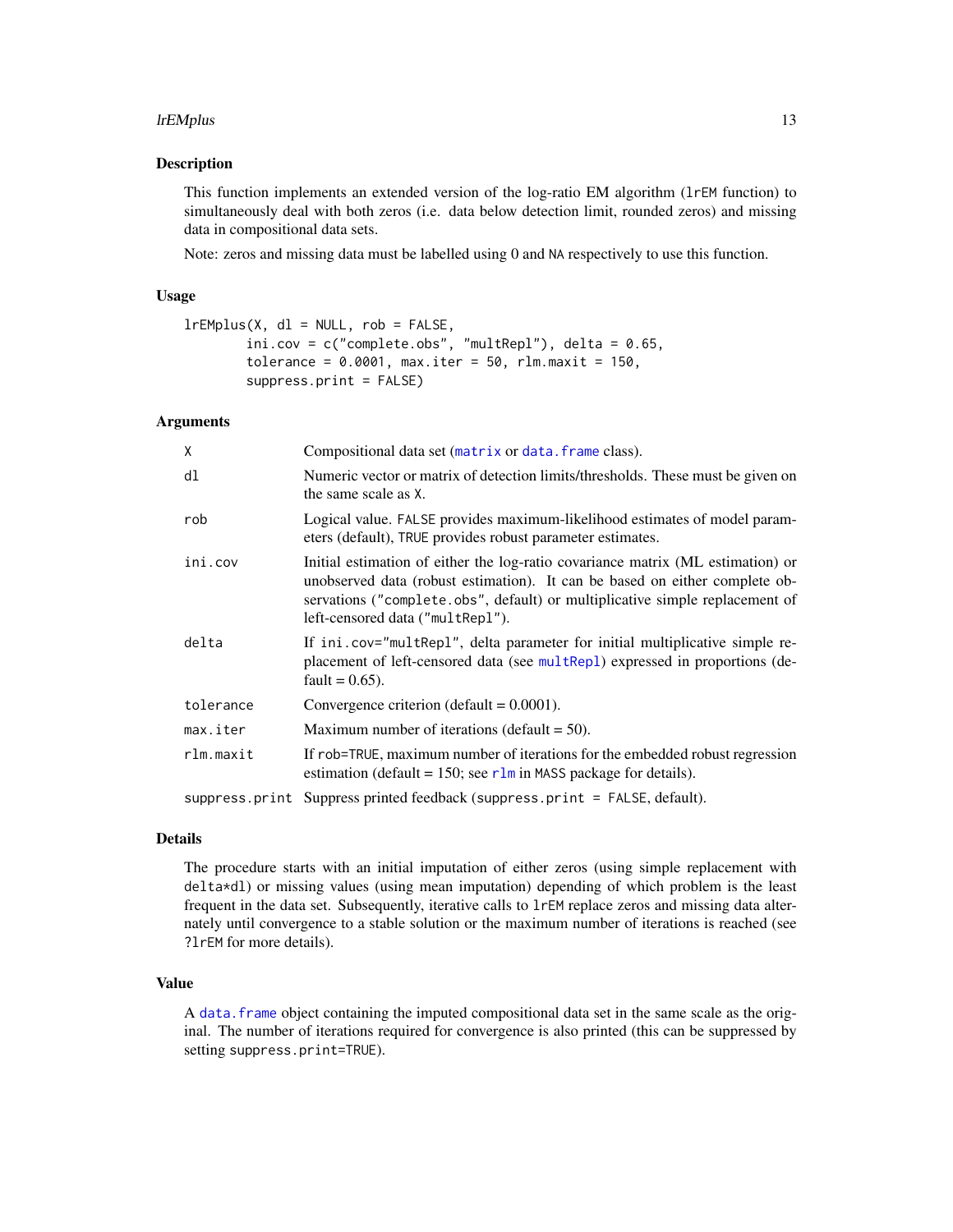### Description

This function implements an extended version of the log-ratio EM algorithm (`lrEM` function) to simultaneously deal with both zeros (i.e. data below detection limit, rounded zeros) and missing data in compositional data sets.

Note: zeros and missing data must be labelled using 0 and `NA` respectively to use this function.

### Usage

```
lrEMplus(X, dl = NULL, rob = FALSE,
        ini.cov = c("complete.obs", "multRepl"), delta = 0.65,
        tolerance = 0.0001, max.iter = 50, rlm.maxit = 150,
        suppress.print = FALSE)
```

### Arguments

| | |
|---|---|
| `X` | Compositional data set (`matrix` or `data.frame` class). |
| `dl` | Numeric vector or matrix of detection limits/thresholds. These must be given on the same scale as `X`. |
| `rob` | Logical value. `FALSE` provides maximum-likelihood estimates of model parameters (default), `TRUE` provides robust parameter estimates. |
| `ini.cov` | Initial estimation of either the log-ratio covariance matrix (ML estimation) or unobserved data (robust estimation). It can be based on either complete observations (`"complete.obs"`, default) or multiplicative simple replacement of left-censored data (`"multRepl"`). |
| `delta` | If `ini.cov="multRepl"`, delta parameter for initial multiplicative simple replacement of left-censored data (see `multRepl`) expressed in proportions (default = 0.65). |
| `tolerance` | Convergence criterion (default = 0.0001). |
| `max.iter` | Maximum number of iterations (default = 50). |
| `rlm.maxit` | If `rob=TRUE`, maximum number of iterations for the embedded robust regression estimation (default = 150; see `rlm` in `MASS` package for details). |
| `suppress.print` | Suppress printed feedback (`suppress.print = FALSE`, default). |

### Details

The procedure starts with an initial imputation of either zeros (using simple replacement with `delta*dl`) or missing values (using mean imputation) depending of which problem is the least frequent in the data set. Subsequently, iterative calls to `lrEM` replace zeros and missing data alternately until convergence to a stable solution or the maximum number of iterations is reached (see `?lrEM` for more details).

### Value

A `data.frame` object containing the imputed compositional data set in the same scale as the original. The number of iterations required for convergence is also printed (this can be suppressed by setting `suppress.print=TRUE`).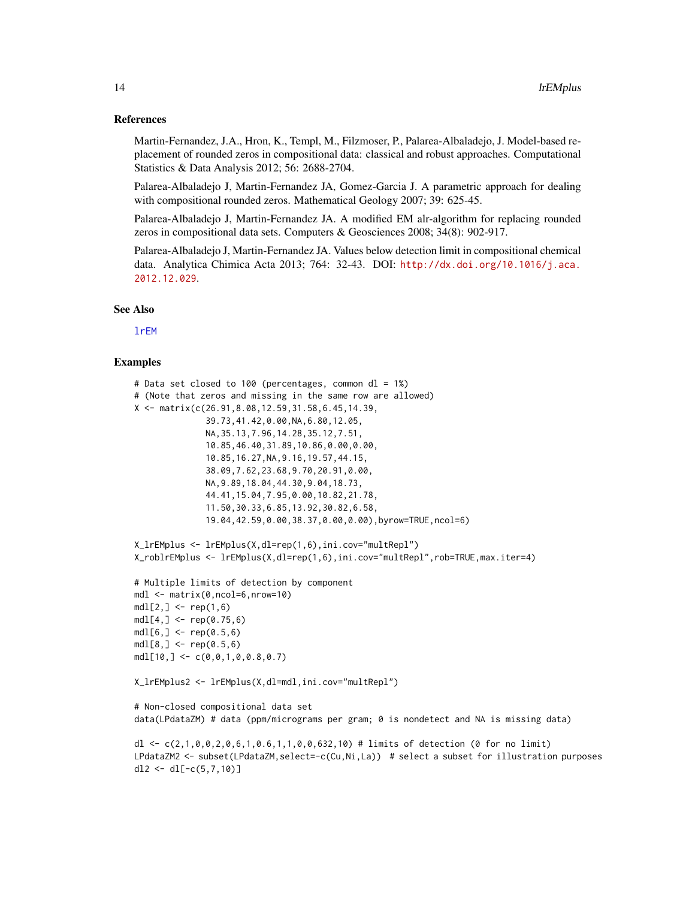### References

Martin-Fernandez, J.A., Hron, K., Templ, M., Filzmoser, P., Palarea-Albaladejo, J. Model-based replacement of rounded zeros in compositional data: classical and robust approaches. Computational Statistics & Data Analysis 2012; 56: 2688-2704.

Palarea-Albaladejo J, Martin-Fernandez JA, Gomez-Garcia J. A parametric approach for dealing with compositional rounded zeros. Mathematical Geology 2007; 39: 625-45.

Palarea-Albaladejo J, Martin-Fernandez JA. A modified EM alr-algorithm for replacing rounded zeros in compositional data sets. Computers & Geosciences 2008; 34(8): 902-917.

Palarea-Albaladejo J, Martin-Fernandez JA. Values below detection limit in compositional chemical data. Analytica Chimica Acta 2013; 764: 32-43. DOI: http://dx.doi.org/10.1016/j.aca.2012.12.029.

### See Also

lrEM

### Examples

```
# Data set closed to 100 (percentages, common dl = 1%)
# (Note that zeros and missing in the same row are allowed)
X <- matrix(c(26.91,8.08,12.59,31.58,6.45,14.39,
              39.73,41.42,0.00,NA,6.80,12.05,
              NA,35.13,7.96,14.28,35.12,7.51,
              10.85,46.40,31.89,10.86,0.00,0.00,
              10.85,16.27,NA,9.16,19.57,44.15,
              38.09,7.62,23.68,9.70,20.91,0.00,
              NA,9.89,18.04,44.30,9.04,18.73,
              44.41,15.04,7.95,0.00,10.82,21.78,
              11.50,30.33,6.85,13.92,30.82,6.58,
              19.04,42.59,0.00,38.37,0.00,0.00),byrow=TRUE,ncol=6)

X_lrEMplus <- lrEMplus(X,dl=rep(1,6),ini.cov="multRepl")
X_roblrEMplus <- lrEMplus(X,dl=rep(1,6),ini.cov="multRepl",rob=TRUE,max.iter=4)

# Multiple limits of detection by component
mdl <- matrix(0,ncol=6,nrow=10)
mdl[2,] <- rep(1,6)
mdl[4,] <- rep(0.75,6)
mdl[6,] <- rep(0.5,6)
mdl[8,] <- rep(0.5,6)
mdl[10,] <- c(0,0,1,0,0.8,0.7)

X_lrEMplus2 <- lrEMplus(X,dl=mdl,ini.cov="multRepl")

# Non-closed compositional data set
data(LPdataZM) # data (ppm/micrograms per gram; 0 is nondetect and NA is missing data)

dl <- c(2,1,0,0,2,0,6,1,0.6,1,1,0,0,632,10) # limits of detection (0 for no limit)
LPdataZM2 <- subset(LPdataZM,select=-c(Cu,Ni,La))  # select a subset for illustration purposes
dl2 <- dl[-c(5,7,10)]
```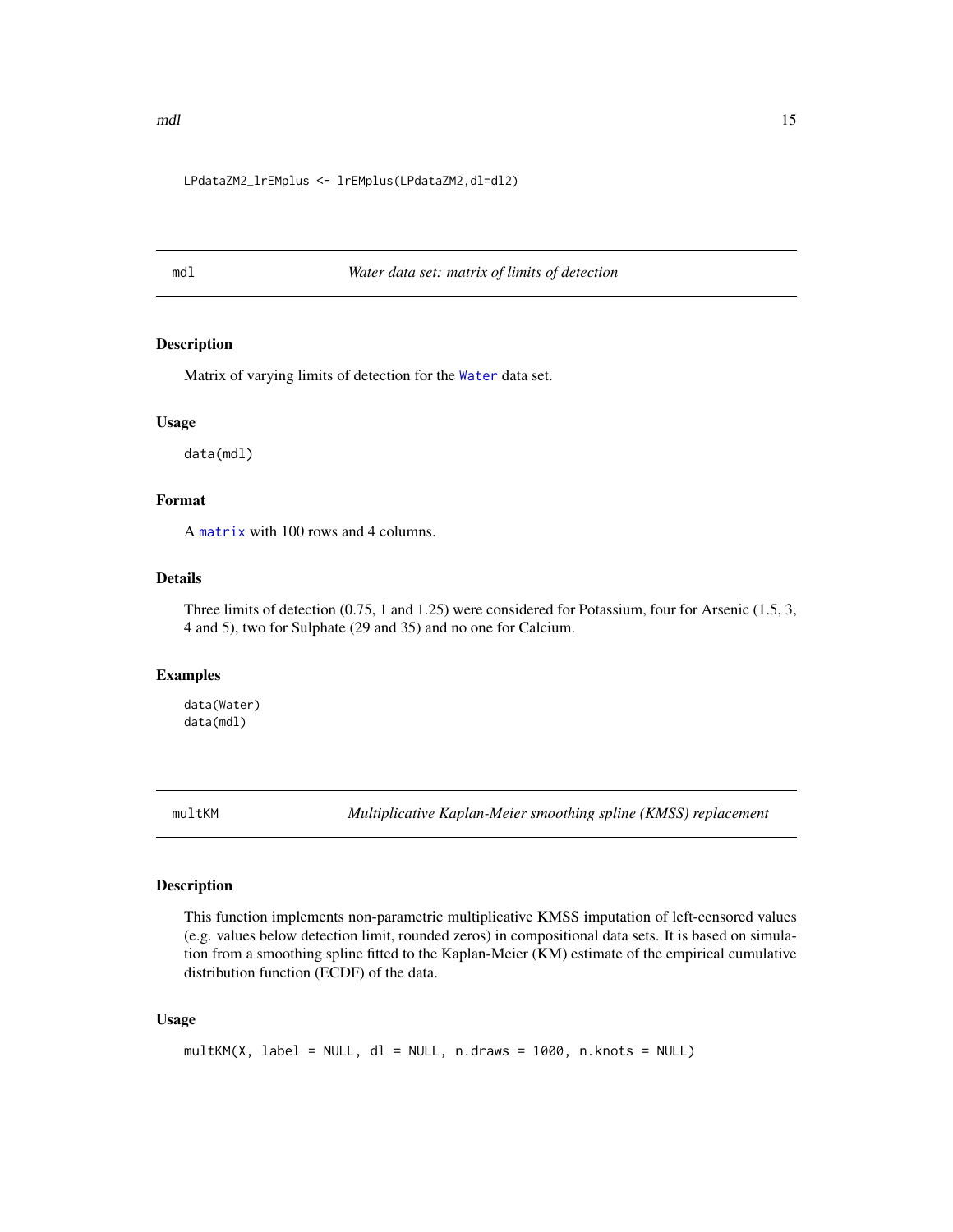```
LPdataZM2_lrEMplus <- lrEMplus(LPdataZM2,dl=dl2)
```

## mdl — *Water data set: matrix of limits of detection*

### Description

Matrix of varying limits of detection for the Water data set.

### Usage

```
data(mdl)
```

### Format

A matrix with 100 rows and 4 columns.

### Details

Three limits of detection (0.75, 1 and 1.25) were considered for Potassium, four for Arsenic (1.5, 3, 4 and 5), two for Sulphate (29 and 35) and no one for Calcium.

### Examples

```
data(Water)
data(mdl)
```

## multKM — *Multiplicative Kaplan-Meier smoothing spline (KMSS) replacement*

### Description

This function implements non-parametric multiplicative KMSS imputation of left-censored values (e.g. values below detection limit, rounded zeros) in compositional data sets. It is based on simulation from a smoothing spline fitted to the Kaplan-Meier (KM) estimate of the empirical cumulative distribution function (ECDF) of the data.

### Usage

```
multKM(X, label = NULL, dl = NULL, n.draws = 1000, n.knots = NULL)
```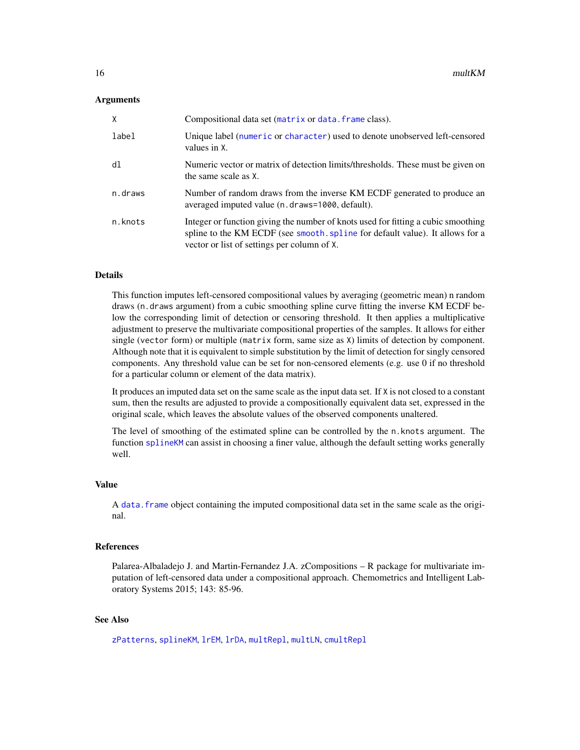### Arguments

| | |
|---|---|
| `X` | Compositional data set (`matrix` or `data.frame` class). |
| `label` | Unique label (`numeric` or `character`) used to denote unobserved left-censored values in `X`. |
| `dl` | Numeric vector or matrix of detection limits/thresholds. These must be given on the same scale as `X`. |
| `n.draws` | Number of random draws from the inverse KM ECDF generated to produce an averaged imputed value (`n.draws=1000`, default). |
| `n.knots` | Integer or function giving the number of knots used for fitting a cubic smoothing spline to the KM ECDF (see `smooth.spline` for default value). It allows for a vector or list of settings per column of `X`. |

### Details

This function imputes left-censored compositional values by averaging (geometric mean) n random draws (`n.draws` argument) from a cubic smoothing spline curve fitting the inverse KM ECDF below the corresponding limit of detection or censoring threshold. It then applies a multiplicative adjustment to preserve the multivariate compositional properties of the samples. It allows for either single (`vector` form) or multiple (`matrix` form, same size as `X`) limits of detection by component. Although note that it is equivalent to simple substitution by the limit of detection for singly censored components. Any threshold value can be set for non-censored elements (e.g. use 0 if no threshold for a particular column or element of the data matrix).

It produces an imputed data set on the same scale as the input data set. If `X` is not closed to a constant sum, then the results are adjusted to provide a compositionally equivalent data set, expressed in the original scale, which leaves the absolute values of the observed components unaltered.

The level of smoothing of the estimated spline can be controlled by the `n.knots` argument. The function `splineKM` can assist in choosing a finer value, although the default setting works generally well.

### Value

A `data.frame` object containing the imputed compositional data set in the same scale as the original.

### References

Palarea-Albaladejo J. and Martin-Fernandez J.A. zCompositions – R package for multivariate imputation of left-censored data under a compositional approach. Chemometrics and Intelligent Laboratory Systems 2015; 143: 85-96.

### See Also

`zPatterns`, `splineKM`, `lrEM`, `lrDA`, `multRepl`, `multLN`, `cmultRepl`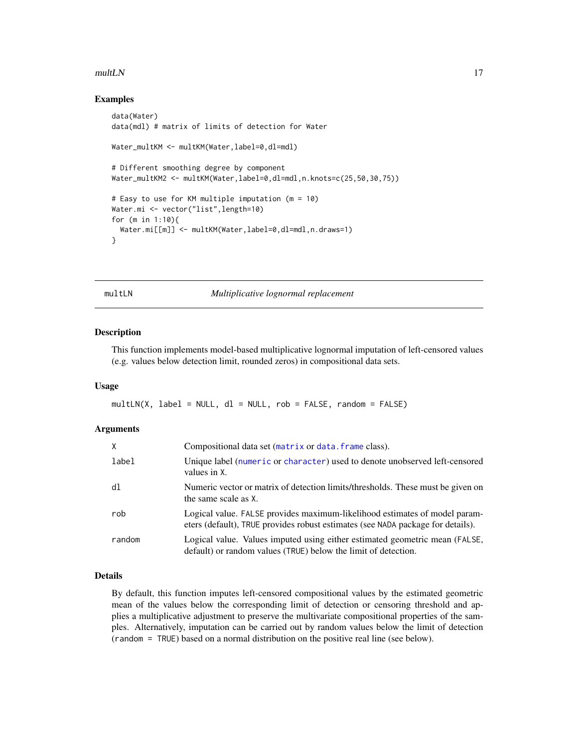## Examples

```
data(Water)
data(mdl) # matrix of limits of detection for Water

Water_multKM <- multKM(Water,label=0,dl=mdl)

# Different smoothing degree by component
Water_multKM2 <- multKM(Water,label=0,dl=mdl,n.knots=c(25,50,30,75))

# Easy to use for KM multiple imputation (m = 10)
Water.mi <- vector("list",length=10)
for (m in 1:10){
  Water.mi[[m]] <- multKM(Water,label=0,dl=mdl,n.draws=1)
}
```

---

# multLN — *Multiplicative lognormal replacement*

---

## Description

This function implements model-based multiplicative lognormal imputation of left-censored values (e.g. values below detection limit, rounded zeros) in compositional data sets.

## Usage

```
multLN(X, label = NULL, dl = NULL, rob = FALSE, random = FALSE)
```

## Arguments

| | |
|---|---|
| `X` | Compositional data set (`matrix` or `data.frame` class). |
| `label` | Unique label (`numeric` or `character`) used to denote unobserved left-censored values in `X`. |
| `dl` | Numeric vector or matrix of detection limits/thresholds. These must be given on the same scale as `X`. |
| `rob` | Logical value. `FALSE` provides maximum-likelihood estimates of model parameters (default), `TRUE` provides robust estimates (see `NADA` package for details). |
| `random` | Logical value. Values imputed using either estimated geometric mean (`FALSE`, default) or random values (`TRUE`) below the limit of detection. |

## Details

By default, this function imputes left-censored compositional values by the estimated geometric mean of the values below the corresponding limit of detection or censoring threshold and applies a multiplicative adjustment to preserve the multivariate compositional properties of the samples. Alternatively, imputation can be carried out by random values below the limit of detection (`random = TRUE`) based on a normal distribution on the positive real line (see below).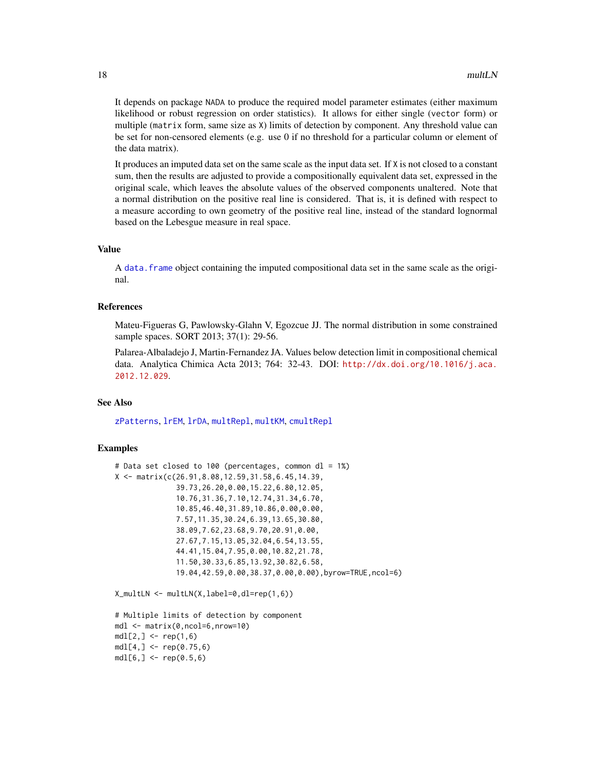It depends on package NADA to produce the required model parameter estimates (either maximum likelihood or robust regression on order statistics). It allows for either single (vector form) or multiple (matrix form, same size as X) limits of detection by component. Any threshold value can be set for non-censored elements (e.g. use 0 if no threshold for a particular column or element of the data matrix).

It produces an imputed data set on the same scale as the input data set. If X is not closed to a constant sum, then the results are adjusted to provide a compositionally equivalent data set, expressed in the original scale, which leaves the absolute values of the observed components unaltered. Note that a normal distribution on the positive real line is considered. That is, it is defined with respect to a measure according to own geometry of the positive real line, instead of the standard lognormal based on the Lebesgue measure in real space.

## Value

A data.frame object containing the imputed compositional data set in the same scale as the original.

## References

Mateu-Figueras G, Pawlowsky-Glahn V, Egozcue JJ. The normal distribution in some constrained sample spaces. SORT 2013; 37(1): 29-56.

Palarea-Albaladejo J, Martin-Fernandez JA. Values below detection limit in compositional chemical data. Analytica Chimica Acta 2013; 764: 32-43. DOI: http://dx.doi.org/10.1016/j.aca.2012.12.029.

## See Also

zPatterns, lrEM, lrDA, multRepl, multKM, cmultRepl

## Examples

```
# Data set closed to 100 (percentages, common dl = 1%)
X <- matrix(c(26.91,8.08,12.59,31.58,6.45,14.39,
              39.73,26.20,0.00,15.22,6.80,12.05,
              10.76,31.36,7.10,12.74,31.34,6.70,
              10.85,46.40,31.89,10.86,0.00,0.00,
              7.57,11.35,30.24,6.39,13.65,30.80,
              38.09,7.62,23.68,9.70,20.91,0.00,
              27.67,7.15,13.05,32.04,6.54,13.55,
              44.41,15.04,7.95,0.00,10.82,21.78,
              11.50,30.33,6.85,13.92,30.82,6.58,
              19.04,42.59,0.00,38.37,0.00,0.00),byrow=TRUE,ncol=6)

X_multLN <- multLN(X,label=0,dl=rep(1,6))

# Multiple limits of detection by component
mdl <- matrix(0,ncol=6,nrow=10)
mdl[2,] <- rep(1,6)
mdl[4,] <- rep(0.75,6)
mdl[6,] <- rep(0.5,6)
```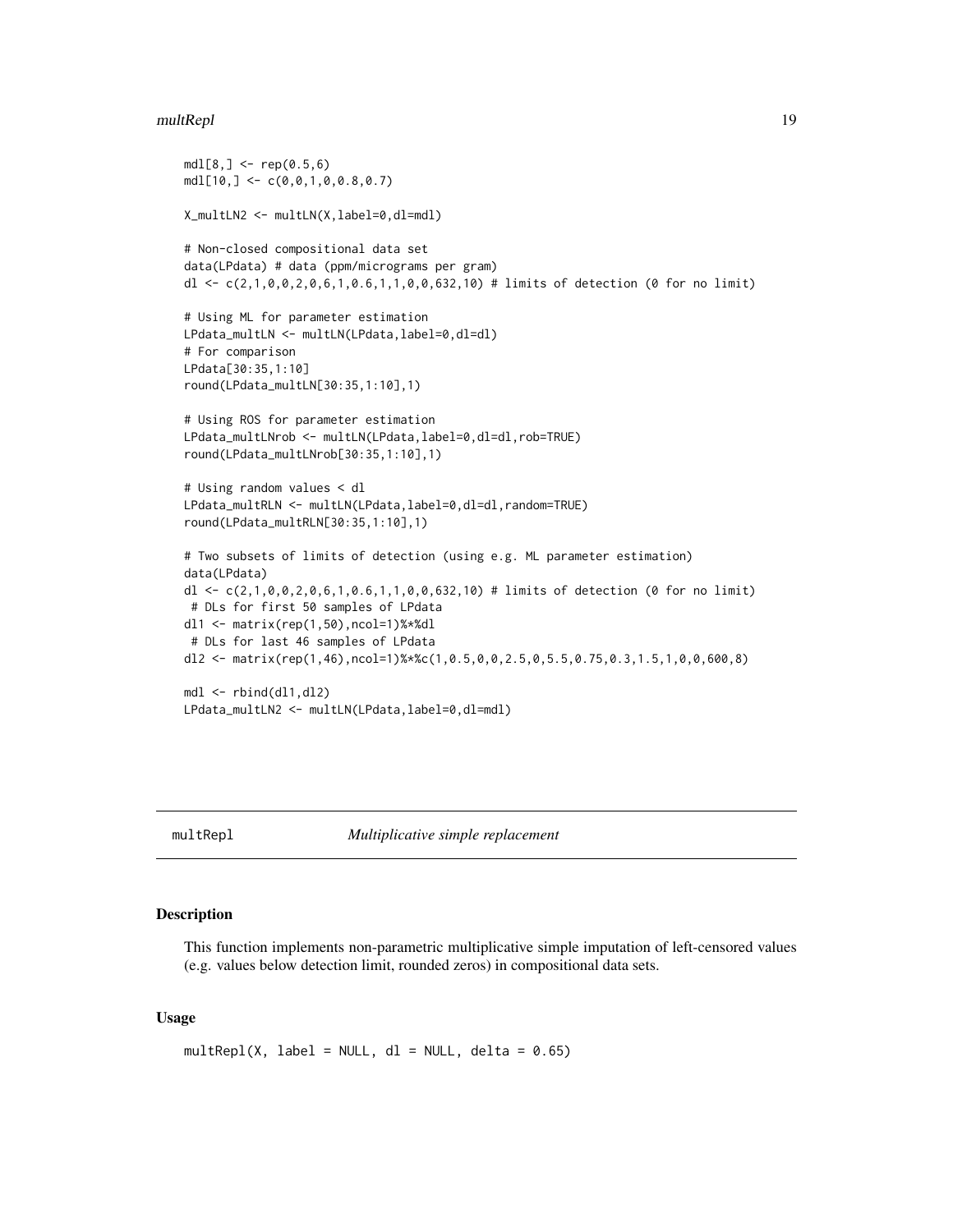```
mdl[8,] <- rep(0.5,6)
mdl[10,] <- c(0,0,1,0,0.8,0.7)

X_multLN2 <- multLN(X,label=0,dl=mdl)

# Non-closed compositional data set
data(LPdata) # data (ppm/micrograms per gram)
dl <- c(2,1,0,0,2,0,6,1,0.6,1,1,0,0,632,10) # limits of detection (0 for no limit)

# Using ML for parameter estimation
LPdata_multLN <- multLN(LPdata,label=0,dl=dl)
# For comparison
LPdata[30:35,1:10]
round(LPdata_multLN[30:35,1:10],1)

# Using ROS for parameter estimation
LPdata_multLNrob <- multLN(LPdata,label=0,dl=dl,rob=TRUE)
round(LPdata_multLNrob[30:35,1:10],1)

# Using random values < dl
LPdata_multRLN <- multLN(LPdata,label=0,dl=dl,random=TRUE)
round(LPdata_multRLN[30:35,1:10],1)

# Two subsets of limits of detection (using e.g. ML parameter estimation)
data(LPdata)
dl <- c(2,1,0,0,2,0,6,1,0.6,1,1,0,0,632,10) # limits of detection (0 for no limit)
 # DLs for first 50 samples of LPdata
dl1 <- matrix(rep(1,50),ncol=1)%*%dl
 # DLs for last 46 samples of LPdata
dl2 <- matrix(rep(1,46),ncol=1)%*%c(1,0.5,0,0,2.5,0,5.5,0.75,0.3,1.5,1,0,0,600,8)

mdl <- rbind(dl1,dl2)
LPdata_multLN2 <- multLN(LPdata,label=0,dl=mdl)
```

## multRepl — *Multiplicative simple replacement*

### Description

This function implements non-parametric multiplicative simple imputation of left-censored values (e.g. values below detection limit, rounded zeros) in compositional data sets.

### Usage

```
multRepl(X, label = NULL, dl = NULL, delta = 0.65)
```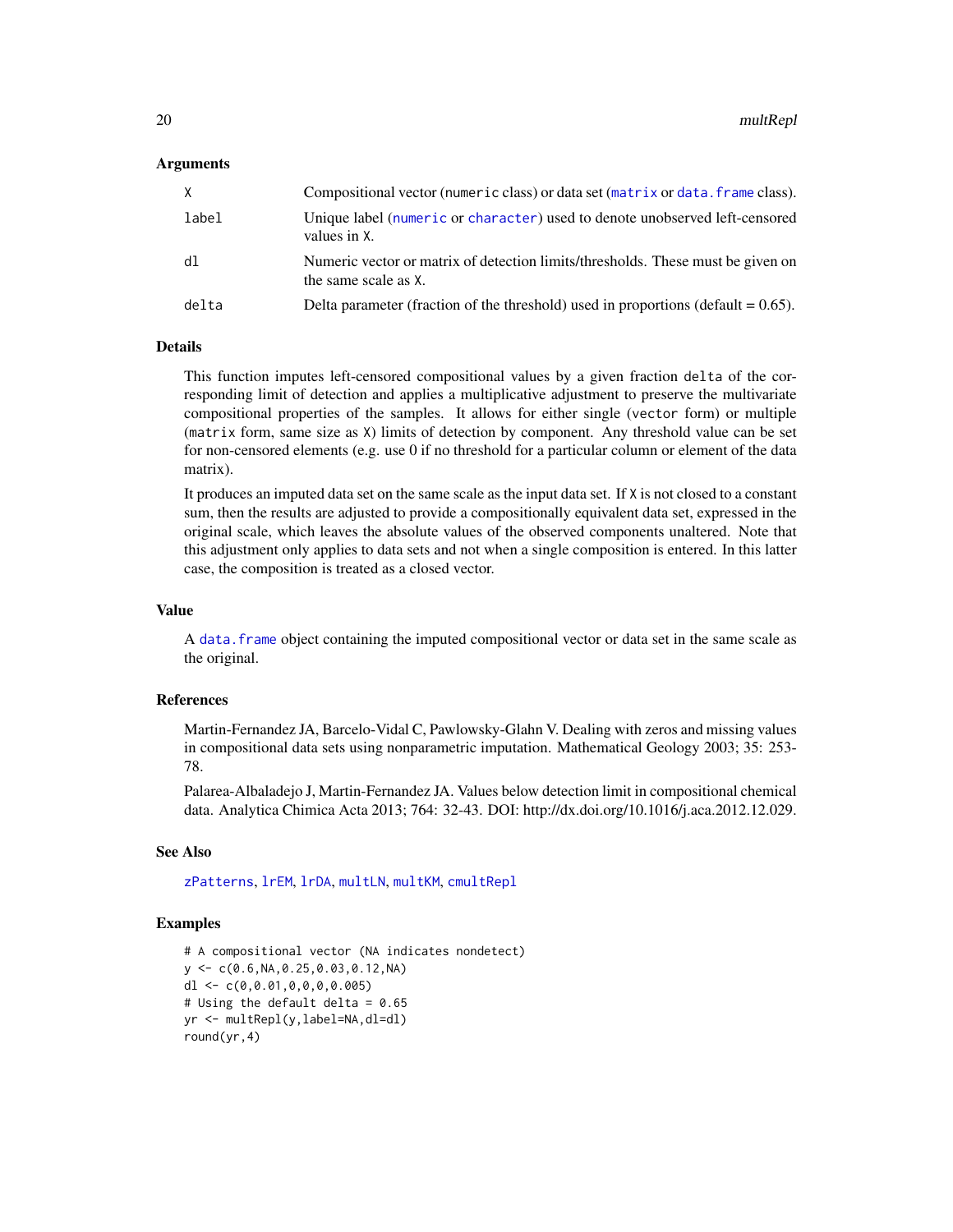### Arguments

| | |
|---|---|
| X | Compositional vector (numeric class) or data set (matrix or data.frame class). |
| label | Unique label (numeric or character) used to denote unobserved left-censored values in X. |
| dl | Numeric vector or matrix of detection limits/thresholds. These must be given on the same scale as X. |
| delta | Delta parameter (fraction of the threshold) used in proportions (default = 0.65). |

### Details

This function imputes left-censored compositional values by a given fraction delta of the corresponding limit of detection and applies a multiplicative adjustment to preserve the multivariate compositional properties of the samples. It allows for either single (vector form) or multiple (matrix form, same size as X) limits of detection by component. Any threshold value can be set for non-censored elements (e.g. use 0 if no threshold for a particular column or element of the data matrix).

It produces an imputed data set on the same scale as the input data set. If X is not closed to a constant sum, then the results are adjusted to provide a compositionally equivalent data set, expressed in the original scale, which leaves the absolute values of the observed components unaltered. Note that this adjustment only applies to data sets and not when a single composition is entered. In this latter case, the composition is treated as a closed vector.

### Value

A data.frame object containing the imputed compositional vector or data set in the same scale as the original.

### References

Martin-Fernandez JA, Barcelo-Vidal C, Pawlowsky-Glahn V. Dealing with zeros and missing values in compositional data sets using nonparametric imputation. Mathematical Geology 2003; 35: 253-78.

Palarea-Albaladejo J, Martin-Fernandez JA. Values below detection limit in compositional chemical data. Analytica Chimica Acta 2013; 764: 32-43. DOI: http://dx.doi.org/10.1016/j.aca.2012.12.029.

### See Also

zPatterns, lrEM, lrDA, multLN, multKM, cmultRepl

### Examples

```
# A compositional vector (NA indicates nondetect)
y <- c(0.6,NA,0.25,0.03,0.12,NA)
dl <- c(0,0.01,0,0,0,0.005)
# Using the default delta = 0.65
yr <- multRepl(y,label=NA,dl=dl)
round(yr,4)
```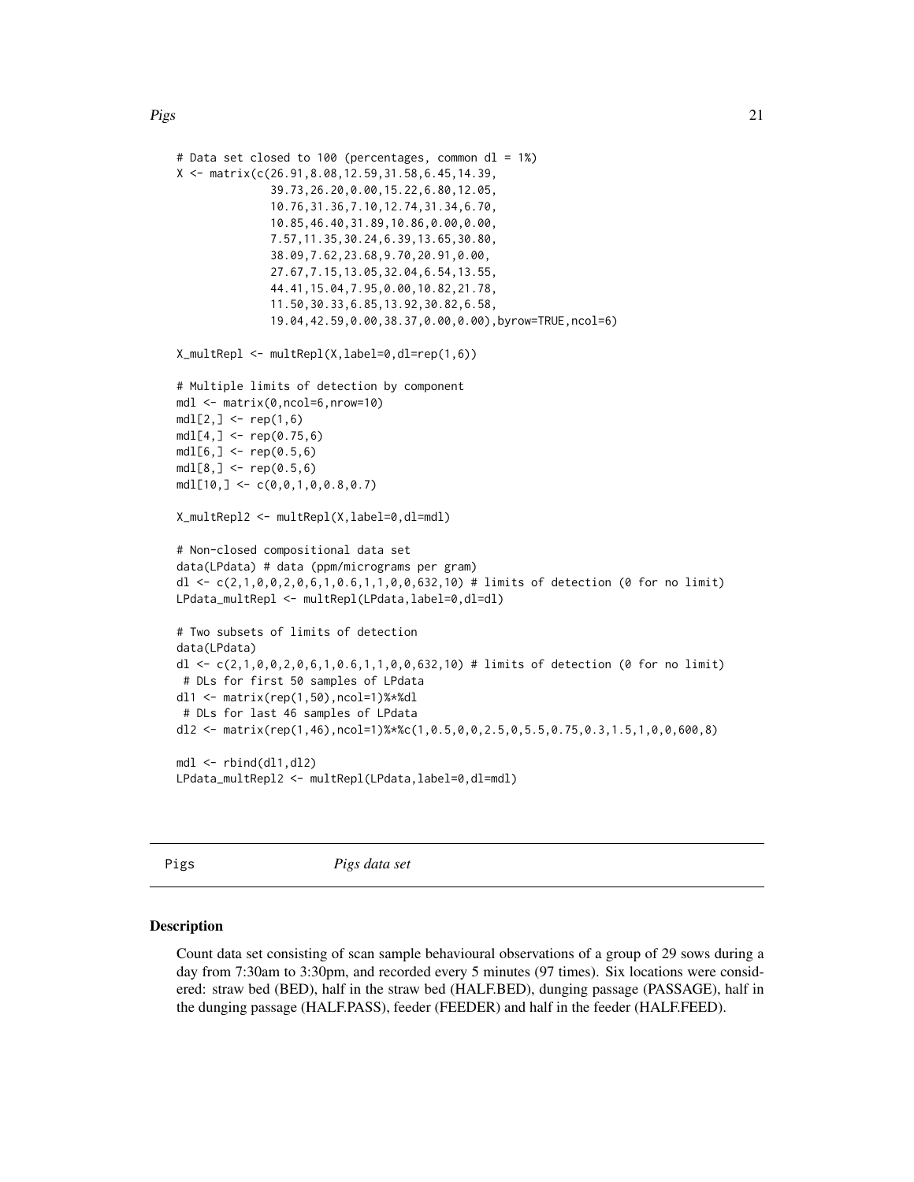```
# Data set closed to 100 (percentages, common dl = 1%)
X <- matrix(c(26.91,8.08,12.59,31.58,6.45,14.39,
              39.73,26.20,0.00,15.22,6.80,12.05,
              10.76,31.36,7.10,12.74,31.34,6.70,
              10.85,46.40,31.89,10.86,0.00,0.00,
              7.57,11.35,30.24,6.39,13.65,30.80,
              38.09,7.62,23.68,9.70,20.91,0.00,
              27.67,7.15,13.05,32.04,6.54,13.55,
              44.41,15.04,7.95,0.00,10.82,21.78,
              11.50,30.33,6.85,13.92,30.82,6.58,
              19.04,42.59,0.00,38.37,0.00,0.00),byrow=TRUE,ncol=6)

X_multRepl <- multRepl(X,label=0,dl=rep(1,6))

# Multiple limits of detection by component
mdl <- matrix(0,ncol=6,nrow=10)
mdl[2,] <- rep(1,6)
mdl[4,] <- rep(0.75,6)
mdl[6,] <- rep(0.5,6)
mdl[8,] <- rep(0.5,6)
mdl[10,] <- c(0,0,1,0,0.8,0.7)

X_multRepl2 <- multRepl(X,label=0,dl=mdl)

# Non-closed compositional data set
data(LPdata) # data (ppm/micrograms per gram)
dl <- c(2,1,0,0,2,0,6,1,0.6,1,1,0,0,632,10) # limits of detection (0 for no limit)
LPdata_multRepl <- multRepl(LPdata,label=0,dl=dl)

# Two subsets of limits of detection
data(LPdata)
dl <- c(2,1,0,0,2,0,6,1,0.6,1,1,0,0,632,10) # limits of detection (0 for no limit)
 # DLs for first 50 samples of LPdata
dl1 <- matrix(rep(1,50),ncol=1)%*%dl
 # DLs for last 46 samples of LPdata
dl2 <- matrix(rep(1,46),ncol=1)%*%c(1,0.5,0,0,2.5,0,5.5,0.75,0.3,1.5,1,0,0,600,8)

mdl <- rbind(dl1,dl2)
LPdata_multRepl2 <- multRepl(LPdata,label=0,dl=mdl)
```

---

Pigs *Pigs data set*

---

### Description

Count data set consisting of scan sample behavioural observations of a group of 29 sows during a day from 7:30am to 3:30pm, and recorded every 5 minutes (97 times). Six locations were considered: straw bed (BED), half in the straw bed (HALF.BED), dunging passage (PASSAGE), half in the dunging passage (HALF.PASS), feeder (FEEDER) and half in the feeder (HALF.FEED).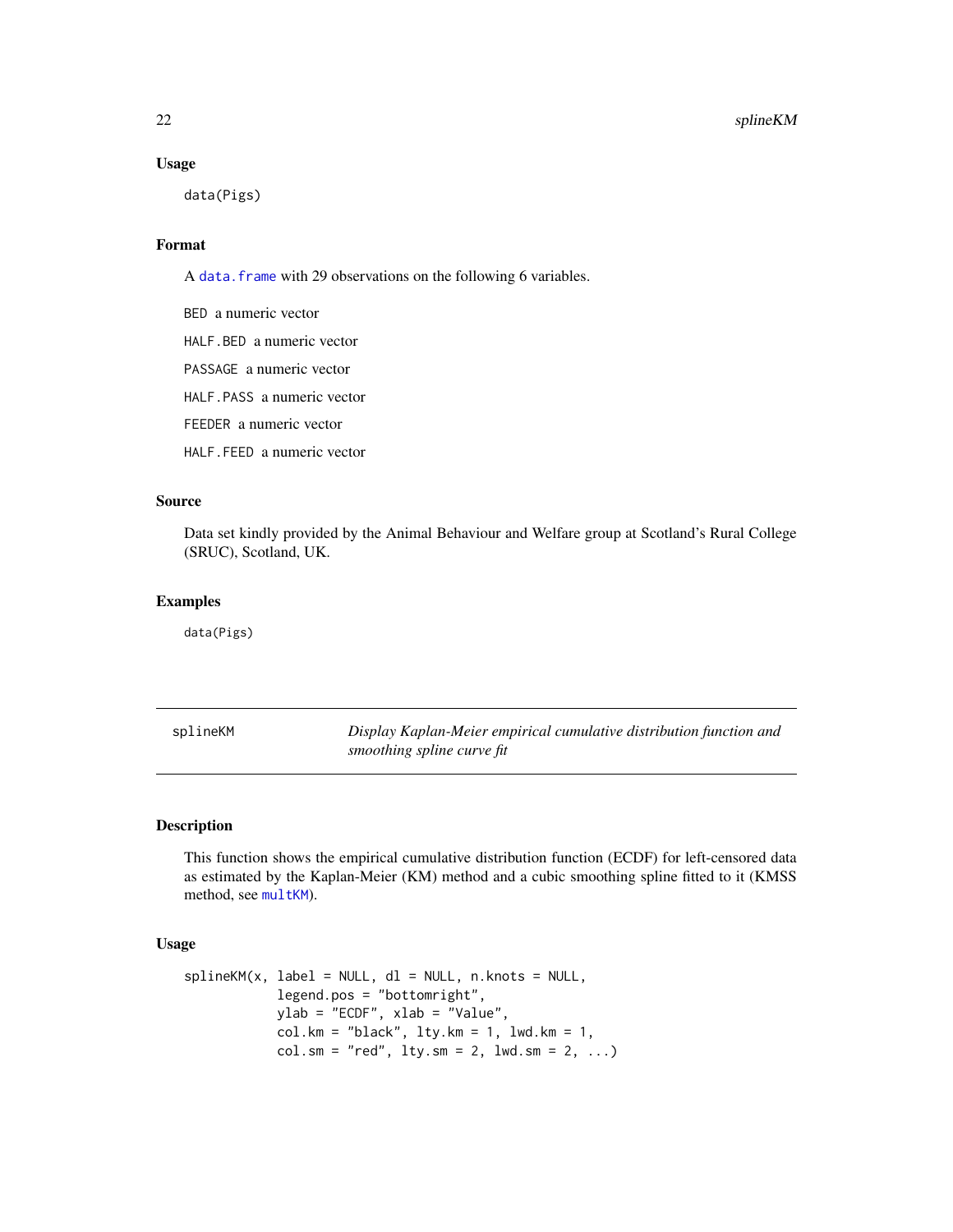### Usage

```
data(Pigs)
```

### Format

A data.frame with 29 observations on the following 6 variables.

BED a numeric vector

HALF.BED a numeric vector

PASSAGE a numeric vector

HALF.PASS a numeric vector

FEEDER a numeric vector

HALF.FEED a numeric vector

### Source

Data set kindly provided by the Animal Behaviour and Welfare group at Scotland's Rural College (SRUC), Scotland, UK.

### Examples

```
data(Pigs)
```

---

## splineKM — *Display Kaplan-Meier empirical cumulative distribution function and smoothing spline curve fit*

---

### Description

This function shows the empirical cumulative distribution function (ECDF) for left-censored data as estimated by the Kaplan-Meier (KM) method and a cubic smoothing spline fitted to it (KMSS method, see multKM).

### Usage

```
splineKM(x, label = NULL, dl = NULL, n.knots = NULL,
         legend.pos = "bottomright",
         ylab = "ECDF", xlab = "Value",
         col.km = "black", lty.km = 1, lwd.km = 1,
         col.sm = "red", lty.sm = 2, lwd.sm = 2, ...)
```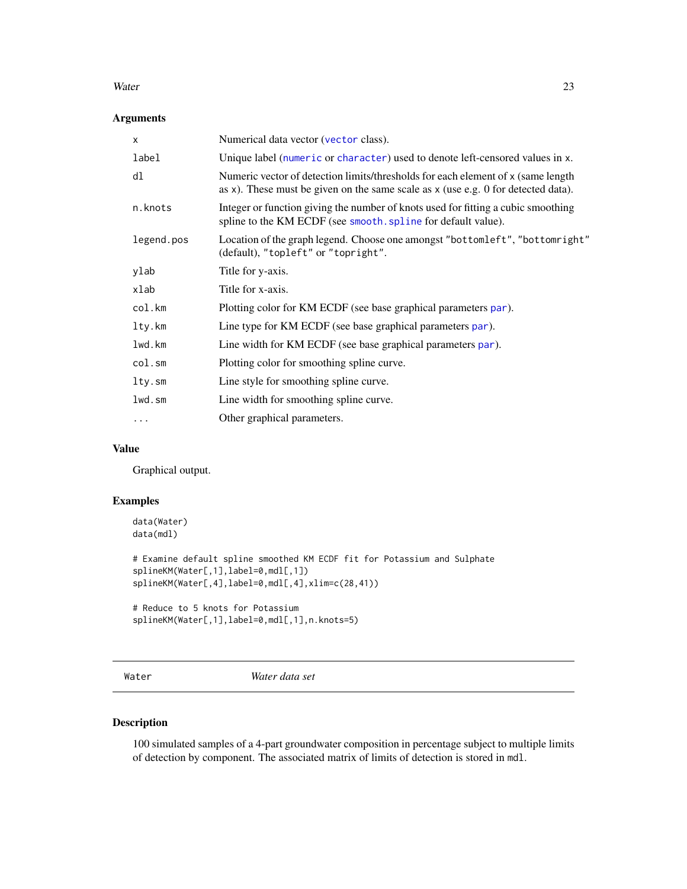### Arguments

| | |
|---|---|
| `x` | Numerical data vector (`vector` class). |
| `label` | Unique label (`numeric` or `character`) used to denote left-censored values in `x`. |
| `dl` | Numeric vector of detection limits/thresholds for each element of `x` (same length as `x`). These must be given on the same scale as `x` (use e.g. 0 for detected data). |
| `n.knots` | Integer or function giving the number of knots used for fitting a cubic smoothing spline to the KM ECDF (see `smooth.spline` for default value). |
| `legend.pos` | Location of the graph legend. Choose one amongst `"bottomleft"`, `"bottomright"` (default), `"topleft"` or `"topright"`. |
| `ylab` | Title for y-axis. |
| `xlab` | Title for x-axis. |
| `col.km` | Plotting color for KM ECDF (see base graphical parameters `par`). |
| `lty.km` | Line type for KM ECDF (see base graphical parameters `par`). |
| `lwd.km` | Line width for KM ECDF (see base graphical parameters `par`). |
| `col.sm` | Plotting color for smoothing spline curve. |
| `lty.sm` | Line style for smoothing spline curve. |
| `lwd.sm` | Line width for smoothing spline curve. |
| `...` | Other graphical parameters. |

### Value

Graphical output.

### Examples

```
data(Water)
data(mdl)

# Examine default spline smoothed KM ECDF fit for Potassium and Sulphate
splineKM(Water[,1],label=0,mdl[,1])
splineKM(Water[,4],label=0,mdl[,4],xlim=c(28,41))

# Reduce to 5 knots for Potassium
splineKM(Water[,1],label=0,mdl[,1],n.knots=5)
```

---

## `Water` *Water data set*

---

### Description

100 simulated samples of a 4-part groundwater composition in percentage subject to multiple limits of detection by component. The associated matrix of limits of detection is stored in `mdl`.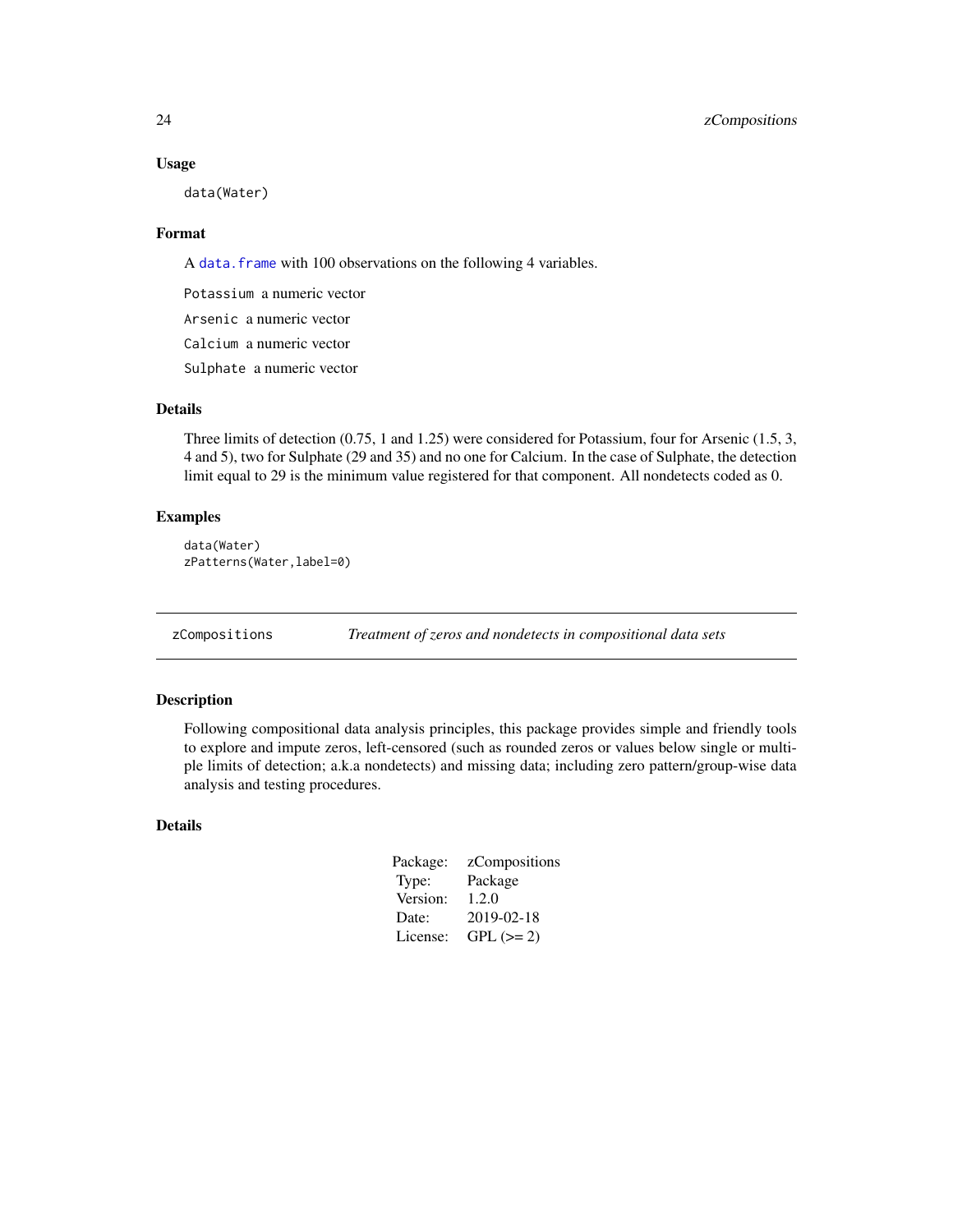### Usage

```
data(Water)
```

### Format

A `data.frame` with 100 observations on the following 4 variables.

`Potassium` a numeric vector

`Arsenic` a numeric vector

`Calcium` a numeric vector

`Sulphate` a numeric vector

### Details

Three limits of detection (0.75, 1 and 1.25) were considered for Potassium, four for Arsenic (1.5, 3, 4 and 5), two for Sulphate (29 and 35) and no one for Calcium. In the case of Sulphate, the detection limit equal to 29 is the minimum value registered for that component. All nondetects coded as 0.

### Examples

```
data(Water)
zPatterns(Water,label=0)
```

---

## zCompositions — *Treatment of zeros and nondetects in compositional data sets*

---

### Description

Following compositional data analysis principles, this package provides simple and friendly tools to explore and impute zeros, left-censored (such as rounded zeros or values below single or multiple limits of detection; a.k.a nondetects) and missing data; including zero pattern/group-wise data analysis and testing procedures.

### Details

| | |
|---|---|
| Package: | zCompositions |
| Type: | Package |
| Version: | 1.2.0 |
| Date: | 2019-02-18 |
| License: | GPL (>= 2) |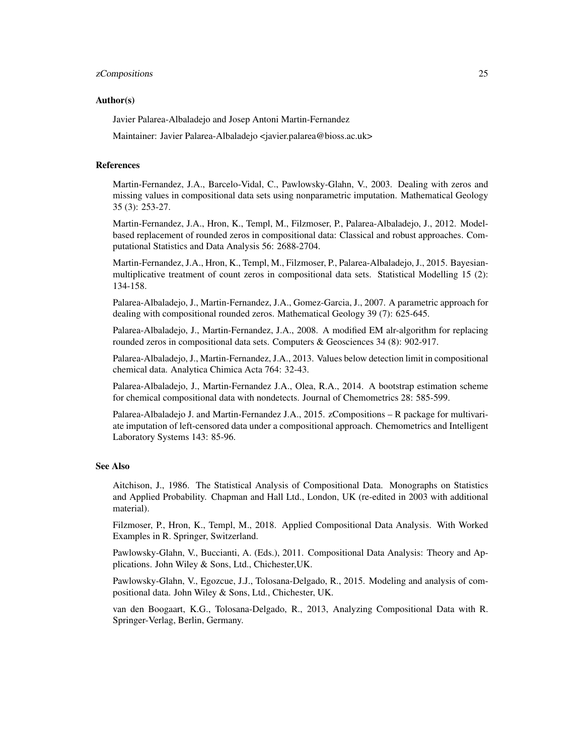## Author(s)

Javier Palarea-Albaladejo and Josep Antoni Martin-Fernandez

Maintainer: Javier Palarea-Albaladejo <javier.palarea@bioss.ac.uk>

## References

Martin-Fernandez, J.A., Barcelo-Vidal, C., Pawlowsky-Glahn, V., 2003. Dealing with zeros and missing values in compositional data sets using nonparametric imputation. Mathematical Geology 35 (3): 253-27.

Martin-Fernandez, J.A., Hron, K., Templ, M., Filzmoser, P., Palarea-Albaladejo, J., 2012. Model-based replacement of rounded zeros in compositional data: Classical and robust approaches. Computational Statistics and Data Analysis 56: 2688-2704.

Martin-Fernandez, J.A., Hron, K., Templ, M., Filzmoser, P., Palarea-Albaladejo, J., 2015. Bayesian-multiplicative treatment of count zeros in compositional data sets. Statistical Modelling 15 (2): 134-158.

Palarea-Albaladejo, J., Martin-Fernandez, J.A., Gomez-Garcia, J., 2007. A parametric approach for dealing with compositional rounded zeros. Mathematical Geology 39 (7): 625-645.

Palarea-Albaladejo, J., Martin-Fernandez, J.A., 2008. A modified EM alr-algorithm for replacing rounded zeros in compositional data sets. Computers & Geosciences 34 (8): 902-917.

Palarea-Albaladejo, J., Martin-Fernandez, J.A., 2013. Values below detection limit in compositional chemical data. Analytica Chimica Acta 764: 32-43.

Palarea-Albaladejo, J., Martin-Fernandez J.A., Olea, R.A., 2014. A bootstrap estimation scheme for chemical compositional data with nondetects. Journal of Chemometrics 28: 585-599.

Palarea-Albaladejo J. and Martin-Fernandez J.A., 2015. zCompositions – R package for multivariate imputation of left-censored data under a compositional approach. Chemometrics and Intelligent Laboratory Systems 143: 85-96.

## See Also

Aitchison, J., 1986. The Statistical Analysis of Compositional Data. Monographs on Statistics and Applied Probability. Chapman and Hall Ltd., London, UK (re-edited in 2003 with additional material).

Filzmoser, P., Hron, K., Templ, M., 2018. Applied Compositional Data Analysis. With Worked Examples in R. Springer, Switzerland.

Pawlowsky-Glahn, V., Buccianti, A. (Eds.), 2011. Compositional Data Analysis: Theory and Applications. John Wiley & Sons, Ltd., Chichester,UK.

Pawlowsky-Glahn, V., Egozcue, J.J., Tolosana-Delgado, R., 2015. Modeling and analysis of compositional data. John Wiley & Sons, Ltd., Chichester, UK.

van den Boogaart, K.G., Tolosana-Delgado, R., 2013, Analyzing Compositional Data with R. Springer-Verlag, Berlin, Germany.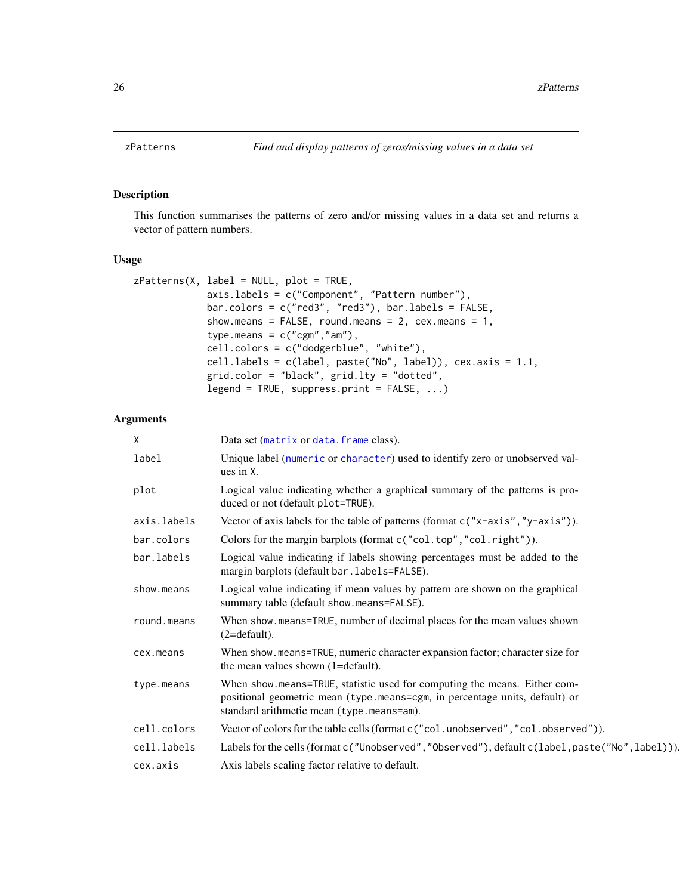zPatterns *Find and display patterns of zeros/missing values in a data set*

## Description

This function summarises the patterns of zero and/or missing values in a data set and returns a vector of pattern numbers.

## Usage

```
zPatterns(X, label = NULL, plot = TRUE,
          axis.labels = c("Component", "Pattern number"),
          bar.colors = c("red3", "red3"), bar.labels = FALSE,
          show.means = FALSE, round.means = 2, cex.means = 1,
          type.means = c("cgm","am"),
          cell.colors = c("dodgerblue", "white"),
          cell.labels = c(label, paste("No", label)), cex.axis = 1.1,
          grid.color = "black", grid.lty = "dotted",
          legend = TRUE, suppress.print = FALSE, ...)
```

## Arguments

| | |
|---|---|
| `X` | Data set (`matrix` or `data.frame` class). |
| `label` | Unique label (`numeric` or `character`) used to identify zero or unobserved values in `X`. |
| `plot` | Logical value indicating whether a graphical summary of the patterns is produced or not (default `plot=TRUE`). |
| `axis.labels` | Vector of axis labels for the table of patterns (format `c("x-axis","y-axis")`). |
| `bar.colors` | Colors for the margin barplots (format `c("col.top","col.right")`). |
| `bar.labels` | Logical value indicating if labels showing percentages must be added to the margin barplots (default `bar.labels=FALSE`). |
| `show.means` | Logical value indicating if mean values by pattern are shown on the graphical summary table (default `show.means=FALSE`). |
| `round.means` | When `show.means=TRUE`, number of decimal places for the mean values shown (2=default). |
| `cex.means` | When `show.means=TRUE`, numeric character expansion factor; character size for the mean values shown (1=default). |
| `type.means` | When `show.means=TRUE`, statistic used for computing the means. Either compositional geometric mean (`type.means=cgm`, in percentage units, default) or standard arithmetic mean (`type.means=am`). |
| `cell.colors` | Vector of colors for the table cells (format `c("col.unobserved","col.observed")`). |
| `cell.labels` | Labels for the cells (format `c("Unobserved","Observed")`, default `c(label,paste("No",label))`). |
| `cex.axis` | Axis labels scaling factor relative to default. |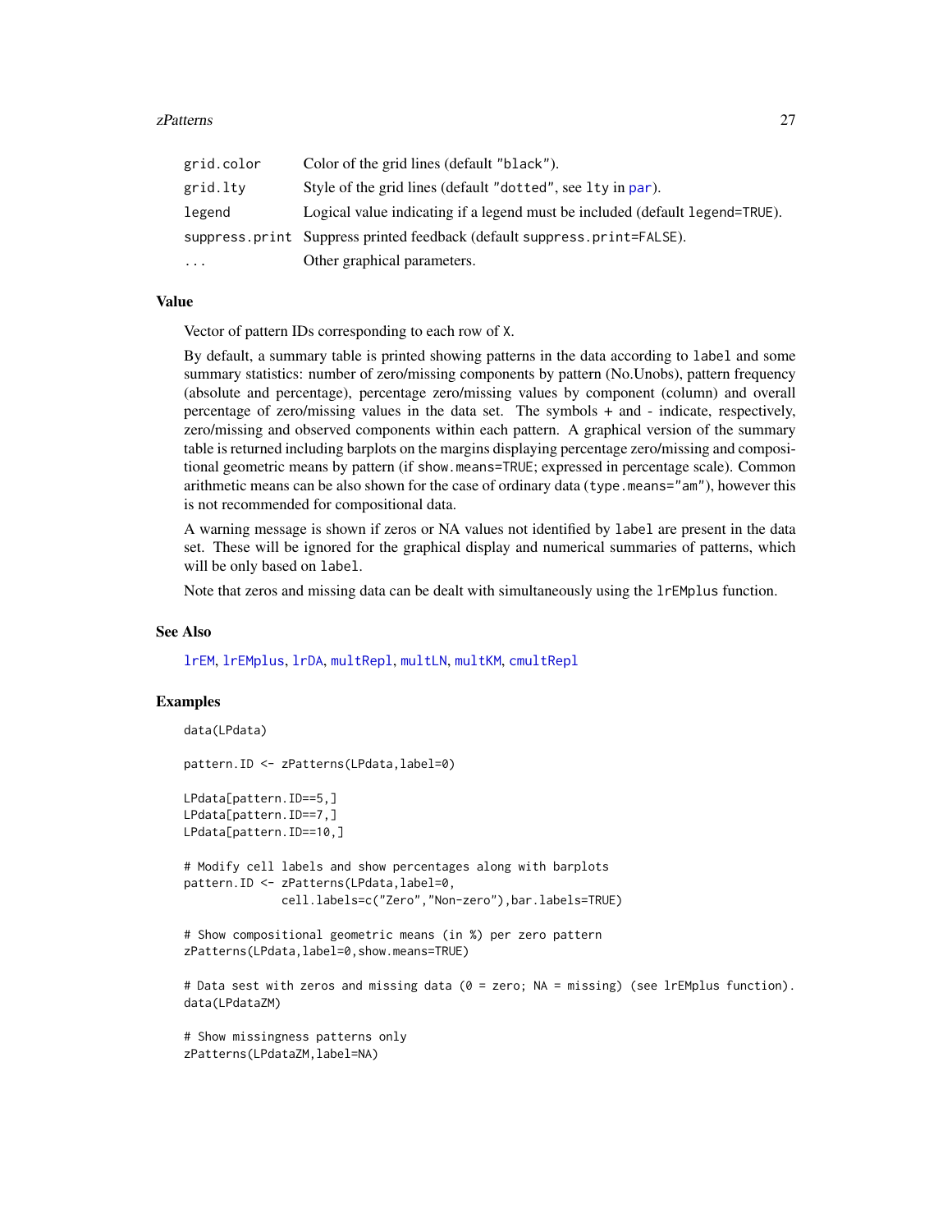| | |
|---|---|
| `grid.color` | Color of the grid lines (default "black"). |
| `grid.lty` | Style of the grid lines (default "dotted", see lty in par). |
| `legend` | Logical value indicating if a legend must be included (default legend=TRUE). |
| `suppress.print` | Suppress printed feedback (default suppress.print=FALSE). |
| `...` | Other graphical parameters. |

## Value

Vector of pattern IDs corresponding to each row of X.

By default, a summary table is printed showing patterns in the data according to `label` and some summary statistics: number of zero/missing components by pattern (No.Unobs), pattern frequency (absolute and percentage), percentage zero/missing values by component (column) and overall percentage of zero/missing values in the data set. The symbols + and - indicate, respectively, zero/missing and observed components within each pattern. A graphical version of the summary table is returned including barplots on the margins displaying percentage zero/missing and compositional geometric means by pattern (if `show.means=TRUE`; expressed in percentage scale). Common arithmetic means can be also shown for the case of ordinary data (`type.means="am"`), however this is not recommended for compositional data.

A warning message is shown if zeros or NA values not identified by `label` are present in the data set. These will be ignored for the graphical display and numerical summaries of patterns, which will be only based on `label`.

Note that zeros and missing data can be dealt with simultaneously using the `lrEMplus` function.

## See Also

lrEM, lrEMplus, lrDA, multRepl, multLN, multKM, cmultRepl

## Examples

```
data(LPdata)

pattern.ID <- zPatterns(LPdata,label=0)

LPdata[pattern.ID==5,]
LPdata[pattern.ID==7,]
LPdata[pattern.ID==10,]

# Modify cell labels and show percentages along with barplots
pattern.ID <- zPatterns(LPdata,label=0,
              cell.labels=c("Zero","Non-zero"),bar.labels=TRUE)

# Show compositional geometric means (in %) per zero pattern
zPatterns(LPdata,label=0,show.means=TRUE)

# Data sest with zeros and missing data (0 = zero; NA = missing) (see lrEMplus function).
data(LPdataZM)

# Show missingness patterns only
zPatterns(LPdataZM,label=NA)
```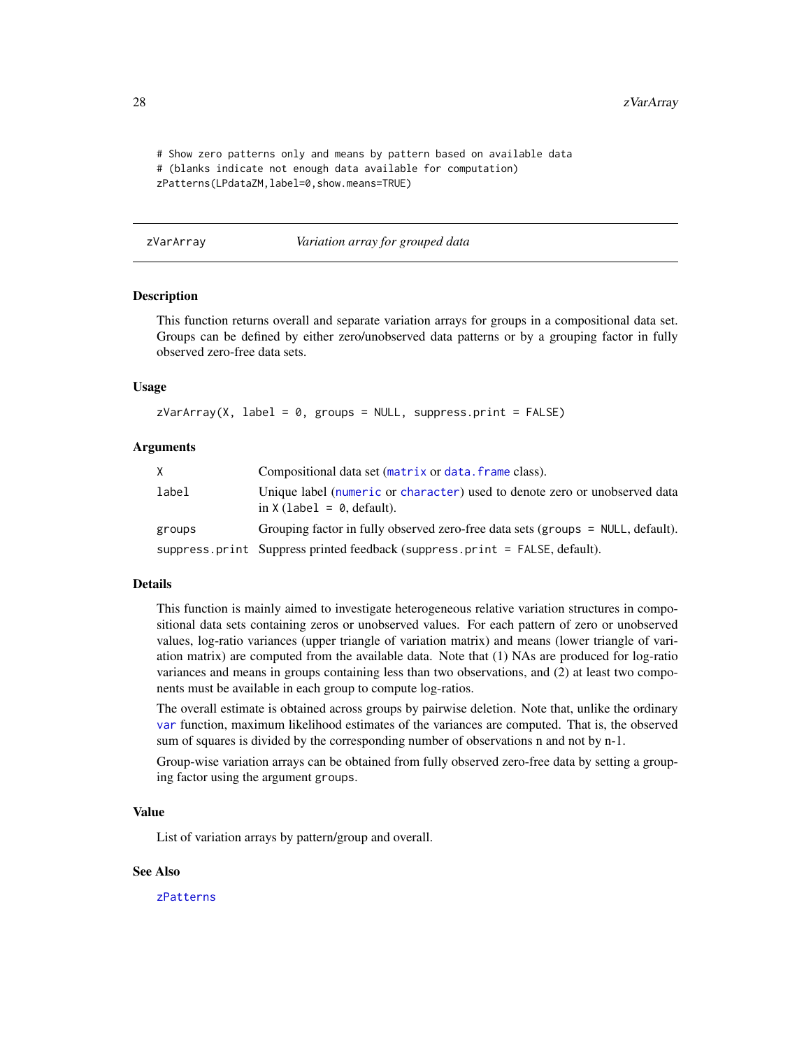```
# Show zero patterns only and means by pattern based on available data
# (blanks indicate not enough data available for computation)
zPatterns(LPdataZM,label=0,show.means=TRUE)
```

---

## zVarArray — *Variation array for grouped data*

### Description

This function returns overall and separate variation arrays for groups in a compositional data set. Groups can be defined by either zero/unobserved data patterns or by a grouping factor in fully observed zero-free data sets.

### Usage

```
zVarArray(X, label = 0, groups = NULL, suppress.print = FALSE)
```

### Arguments

| | |
|---|---|
| `X` | Compositional data set (`matrix` or `data.frame` class). |
| `label` | Unique label (`numeric` or `character`) used to denote zero or unobserved data in `X` (`label = 0`, default). |
| `groups` | Grouping factor in fully observed zero-free data sets (`groups = NULL`, default). |
| `suppress.print` | Suppress printed feedback (`suppress.print = FALSE`, default). |

### Details

This function is mainly aimed to investigate heterogeneous relative variation structures in compositional data sets containing zeros or unobserved values. For each pattern of zero or unobserved values, log-ratio variances (upper triangle of variation matrix) and means (lower triangle of variation matrix) are computed from the available data. Note that (1) NAs are produced for log-ratio variances and means in groups containing less than two observations, and (2) at least two components must be available in each group to compute log-ratios.

The overall estimate is obtained across groups by pairwise deletion. Note that, unlike the ordinary `var` function, maximum likelihood estimates of the variances are computed. That is, the observed sum of squares is divided by the corresponding number of observations n and not by n-1.

Group-wise variation arrays can be obtained from fully observed zero-free data by setting a grouping factor using the argument `groups`.

### Value

List of variation arrays by pattern/group and overall.

### See Also

`zPatterns`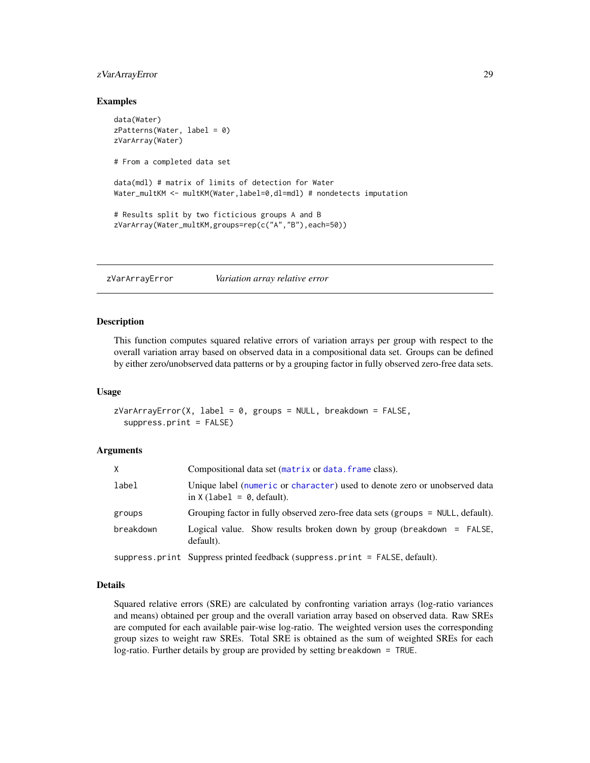## Examples

```
data(Water)
zPatterns(Water, label = 0)
zVarArray(Water)

# From a completed data set

data(mdl) # matrix of limits of detection for Water
Water_multKM <- multKM(Water,label=0,dl=mdl) # nondetects imputation

# Results split by two ficticious groups A and B
zVarArray(Water_multKM,groups=rep(c("A","B"),each=50))
```

---

# zVarArrayError *Variation array relative error*

---

## Description

This function computes squared relative errors of variation arrays per group with respect to the overall variation array based on observed data in a compositional data set. Groups can be defined by either zero/unobserved data patterns or by a grouping factor in fully observed zero-free data sets.

## Usage

```
zVarArrayError(X, label = 0, groups = NULL, breakdown = FALSE,
  suppress.print = FALSE)
```

## Arguments

| | |
|---|---|
| `X` | Compositional data set (`matrix` or `data.frame` class). |
| `label` | Unique label (`numeric` or `character`) used to denote zero or unobserved data in `X` (`label = 0`, default). |
| `groups` | Grouping factor in fully observed zero-free data sets (`groups = NULL`, default). |
| `breakdown` | Logical value. Show results broken down by group (`breakdown = FALSE`, default). |
| `suppress.print` | Suppress printed feedback (`suppress.print = FALSE`, default). |

## Details

Squared relative errors (SRE) are calculated by confronting variation arrays (log-ratio variances and means) obtained per group and the overall variation array based on observed data. Raw SREs are computed for each available pair-wise log-ratio. The weighted version uses the corresponding group sizes to weight raw SREs. Total SRE is obtained as the sum of weighted SREs for each log-ratio. Further details by group are provided by setting `breakdown = TRUE`.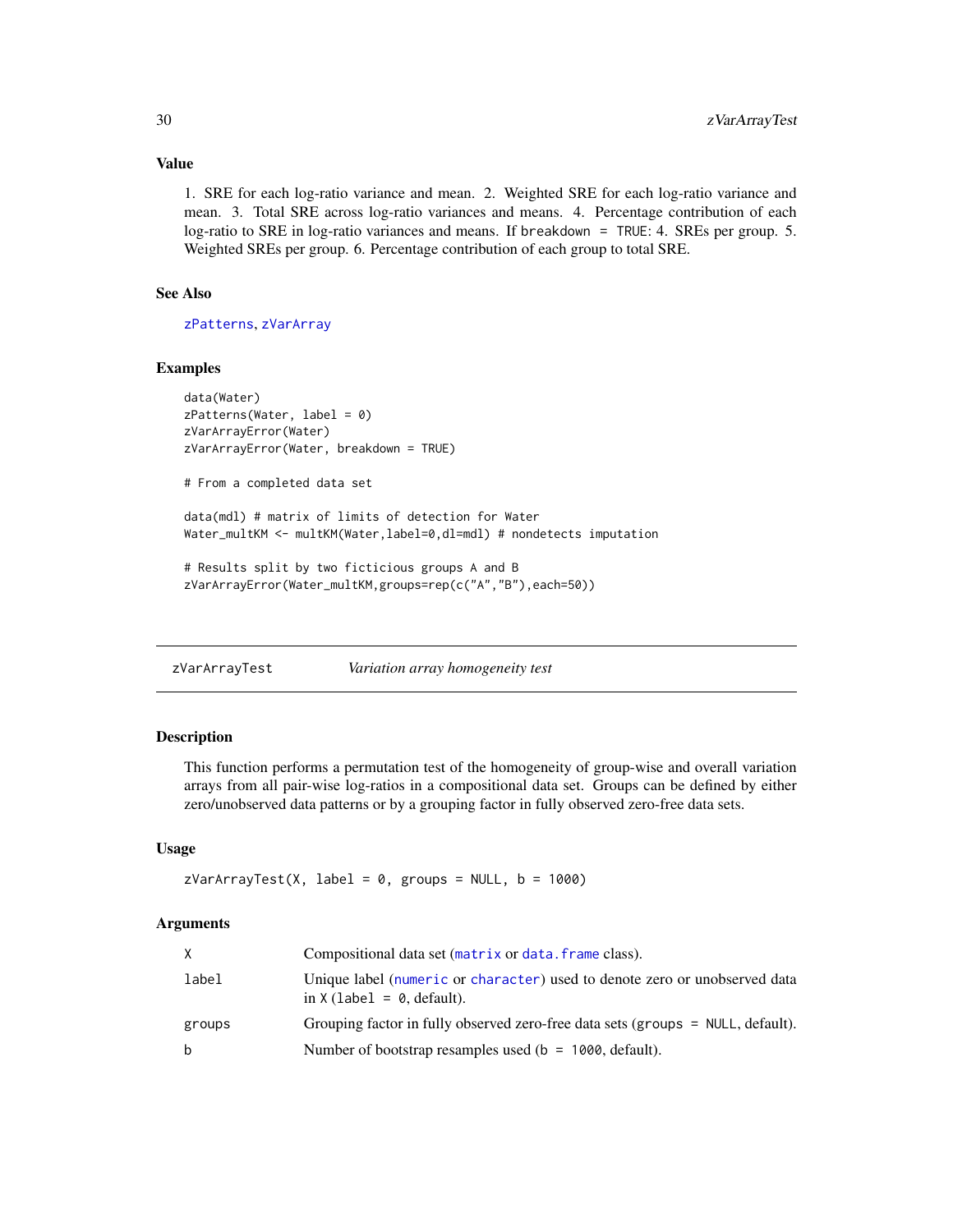### Value

1. SRE for each log-ratio variance and mean. 2. Weighted SRE for each log-ratio variance and mean. 3. Total SRE across log-ratio variances and means. 4. Percentage contribution of each log-ratio to SRE in log-ratio variances and means. If `breakdown = TRUE`: 4. SREs per group. 5. Weighted SREs per group. 6. Percentage contribution of each group to total SRE.

### See Also

zPatterns, zVarArray

### Examples

```
data(Water)
zPatterns(Water, label = 0)
zVarArrayError(Water)
zVarArrayError(Water, breakdown = TRUE)

# From a completed data set

data(mdl) # matrix of limits of detection for Water
Water_multKM <- multKM(Water,label=0,dl=mdl) # nondetects imputation

# Results split by two ficticious groups A and B
zVarArrayError(Water_multKM,groups=rep(c("A","B"),each=50))
```

---

## zVarArrayTest — *Variation array homogeneity test*

### Description

This function performs a permutation test of the homogeneity of group-wise and overall variation arrays from all pair-wise log-ratios in a compositional data set. Groups can be defined by either zero/unobserved data patterns or by a grouping factor in fully observed zero-free data sets.

### Usage

```
zVarArrayTest(X, label = 0, groups = NULL, b = 1000)
```

### Arguments

| | |
|---|---|
| X | Compositional data set (matrix or data.frame class). |
| label | Unique label (numeric or character) used to denote zero or unobserved data in X (`label = 0`, default). |
| groups | Grouping factor in fully observed zero-free data sets (`groups = NULL`, default). |
| b | Number of bootstrap resamples used (`b = 1000`, default). |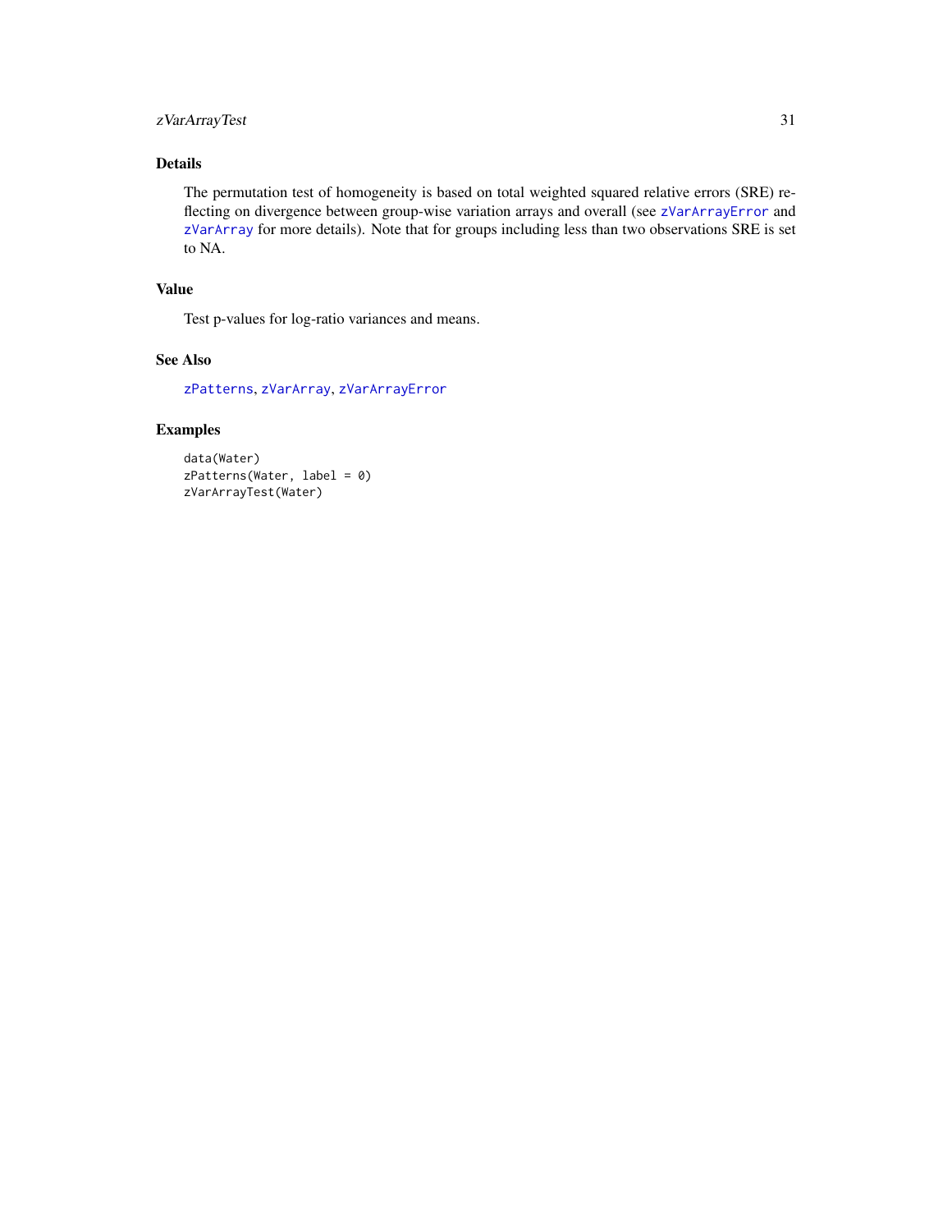## Details

The permutation test of homogeneity is based on total weighted squared relative errors (SRE) reflecting on divergence between group-wise variation arrays and overall (see `zVarArrayError` and `zVarArray` for more details). Note that for groups including less than two observations SRE is set to NA.

## Value

Test p-values for log-ratio variances and means.

## See Also

`zPatterns`, `zVarArray`, `zVarArrayError`

## Examples

```
data(Water)
zPatterns(Water, label = 0)
zVarArrayTest(Water)
```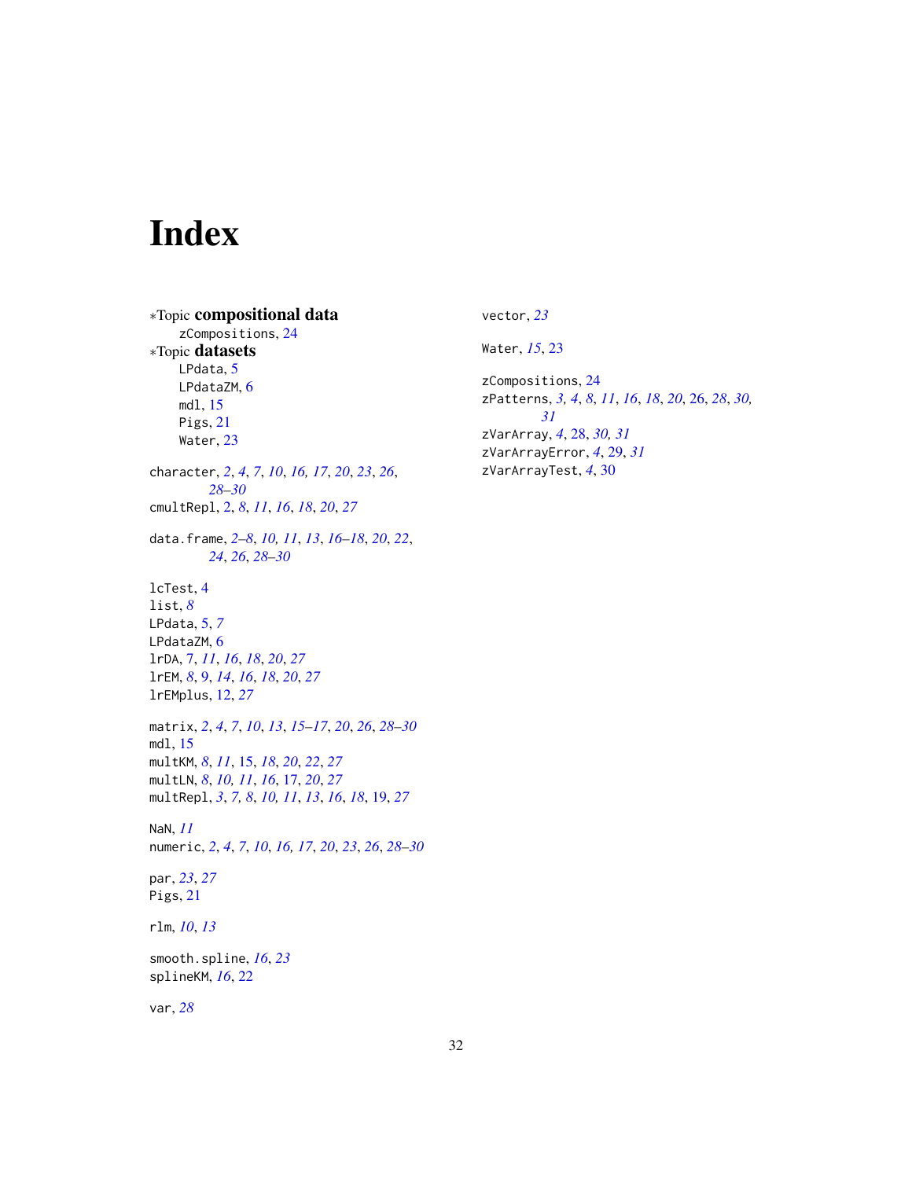# Index

∗Topic **compositional data**
  zCompositions, 24
∗Topic **datasets**
  LPdata, 5
  LPdataZM, 6
  mdl, 15
  Pigs, 21
  Water, 23

character, 2, *4*, *7*, *10*, *16, 17*, *20*, *23*, *26*, *28–30*
cmultRepl, 2, *8*, *11*, *16*, *18*, *20*, *27*

data.frame, *2–8*, *10, 11*, *13*, *16–18*, *20*, *22*, *24*, *26*, *28–30*

lcTest, 4
list, *8*
LPdata, 5, *7*
LPdataZM, 6
lrDA, 7, *11*, *16*, *18*, *20*, *27*
lrEM, *8*, 9, *14*, *16*, *18*, *20*, *27*
lrEMplus, 12, *27*

matrix, *2*, *4*, *7*, *10*, *13*, *15–17*, *20*, *26*, *28–30*
mdl, 15
multKM, *8*, *11*, 15, *18*, *20*, *22*, *27*
multLN, *8*, *10, 11*, *16*, 17, *20*, *27*
multRepl, *3*, *7, 8*, *10, 11*, *13*, *16*, *18*, 19, *27*

NaN, *11*
numeric, *2*, *4*, *7*, *10*, *16, 17*, *20*, *23*, *26*, *28–30*

par, *23*, *27*
Pigs, 21

rlm, *10*, *13*

smooth.spline, *16*, *23*
splineKM, *16*, 22

var, *28*

vector, *23*

Water, *15*, 23

zCompositions, 24
zPatterns, *3, 4*, *8*, *11*, *16*, *18*, *20*, 26, *28*, *30, 31*
zVarArray, *4*, 28, *30, 31*
zVarArrayError, *4*, 29, *31*
zVarArrayTest, *4*, 30